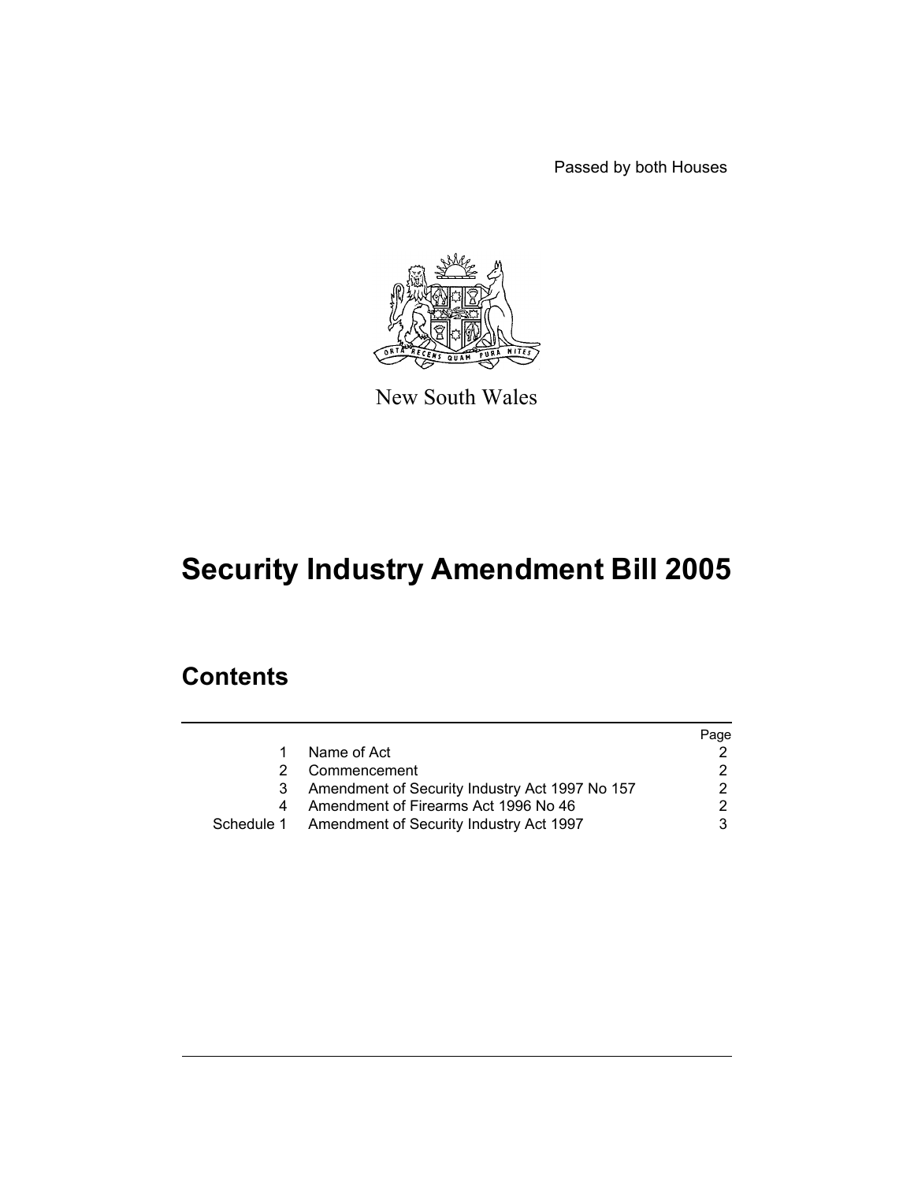Passed by both Houses

New South Wales

# Security Industry Amendment Bill 2005

## Contents

| | | Page |
|---|---|---|
| 1 | Name of Act | 2 |
| 2 | Commencement | 2 |
| 3 | Amendment of Security Industry Act 1997 No 157 | 2 |
| 4 | Amendment of Firearms Act 1996 No 46 | 2 |
| Schedule 1 | Amendment of Security Industry Act 1997 | 3 |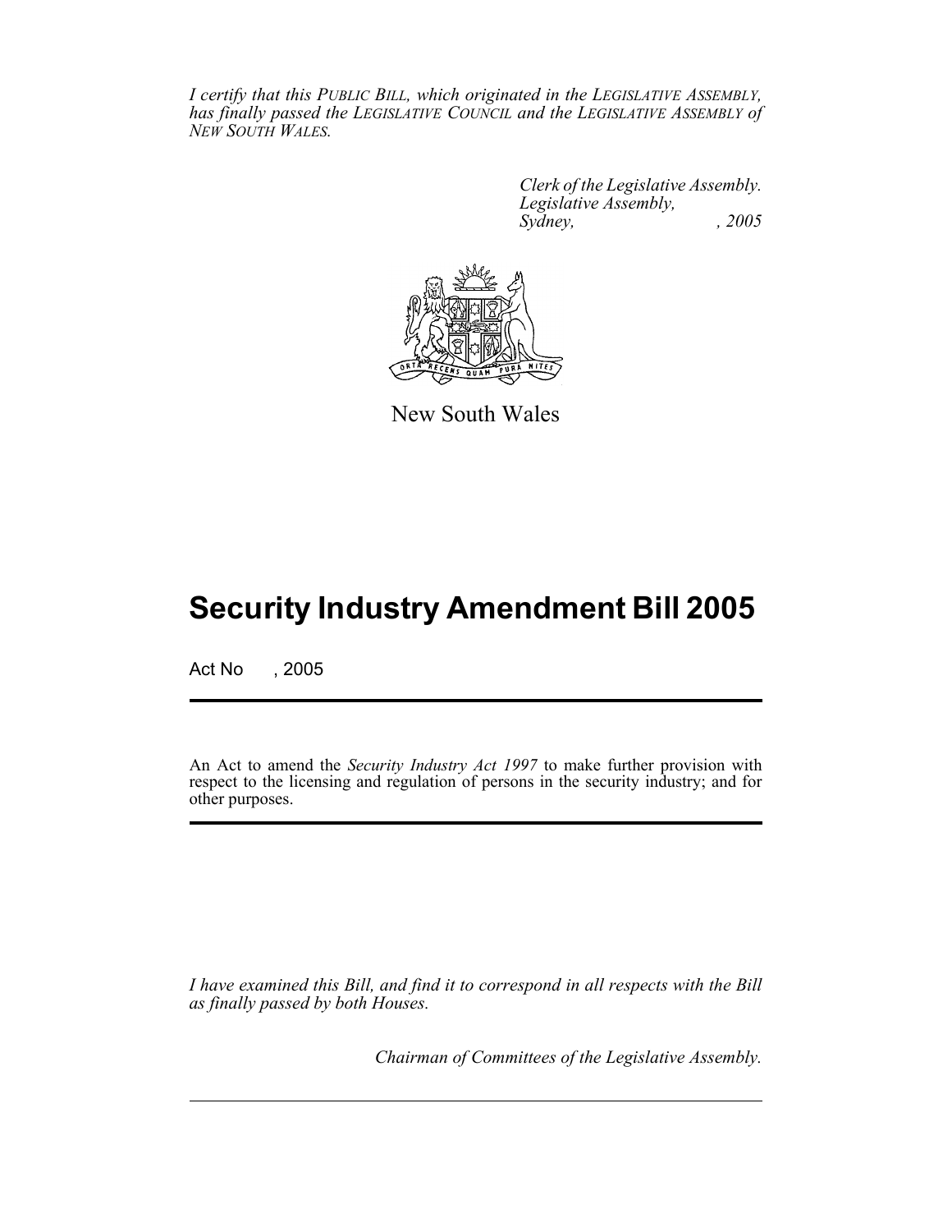*I certify that this PUBLIC BILL, which originated in the LEGISLATIVE ASSEMBLY, has finally passed the LEGISLATIVE COUNCIL and the LEGISLATIVE ASSEMBLY of NEW SOUTH WALES.*

*Clerk of the Legislative Assembly.*
*Legislative Assembly,*
*Sydney, , 2005*

New South Wales

# Security Industry Amendment Bill 2005

Act No , 2005

An Act to amend the *Security Industry Act 1997* to make further provision with respect to the licensing and regulation of persons in the security industry; and for other purposes.

*I have examined this Bill, and find it to correspond in all respects with the Bill as finally passed by both Houses.*

*Chairman of Committees of the Legislative Assembly.*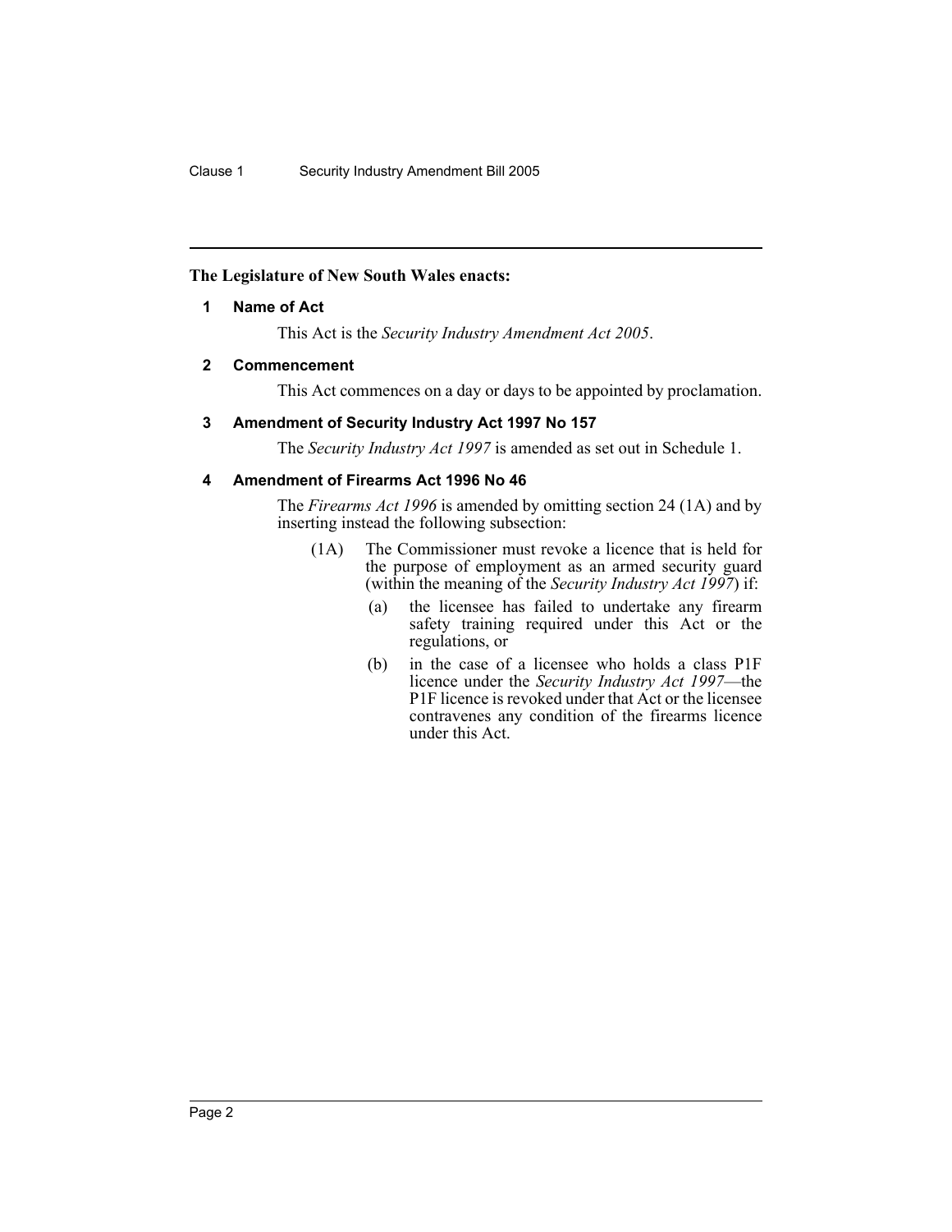**The Legislature of New South Wales enacts:**

## 1 Name of Act

This Act is the *Security Industry Amendment Act 2005*.

## 2 Commencement

This Act commences on a day or days to be appointed by proclamation.

## 3 Amendment of Security Industry Act 1997 No 157

The *Security Industry Act 1997* is amended as set out in Schedule 1.

## 4 Amendment of Firearms Act 1996 No 46

The *Firearms Act 1996* is amended by omitting section 24 (1A) and by inserting instead the following subsection:

(1A) The Commissioner must revoke a licence that is held for the purpose of employment as an armed security guard (within the meaning of the *Security Industry Act 1997*) if:

- (a) the licensee has failed to undertake any firearm safety training required under this Act or the regulations, or
- (b) in the case of a licensee who holds a class P1F licence under the *Security Industry Act 1997*—the P1F licence is revoked under that Act or the licensee contravenes any condition of the firearms licence under this Act.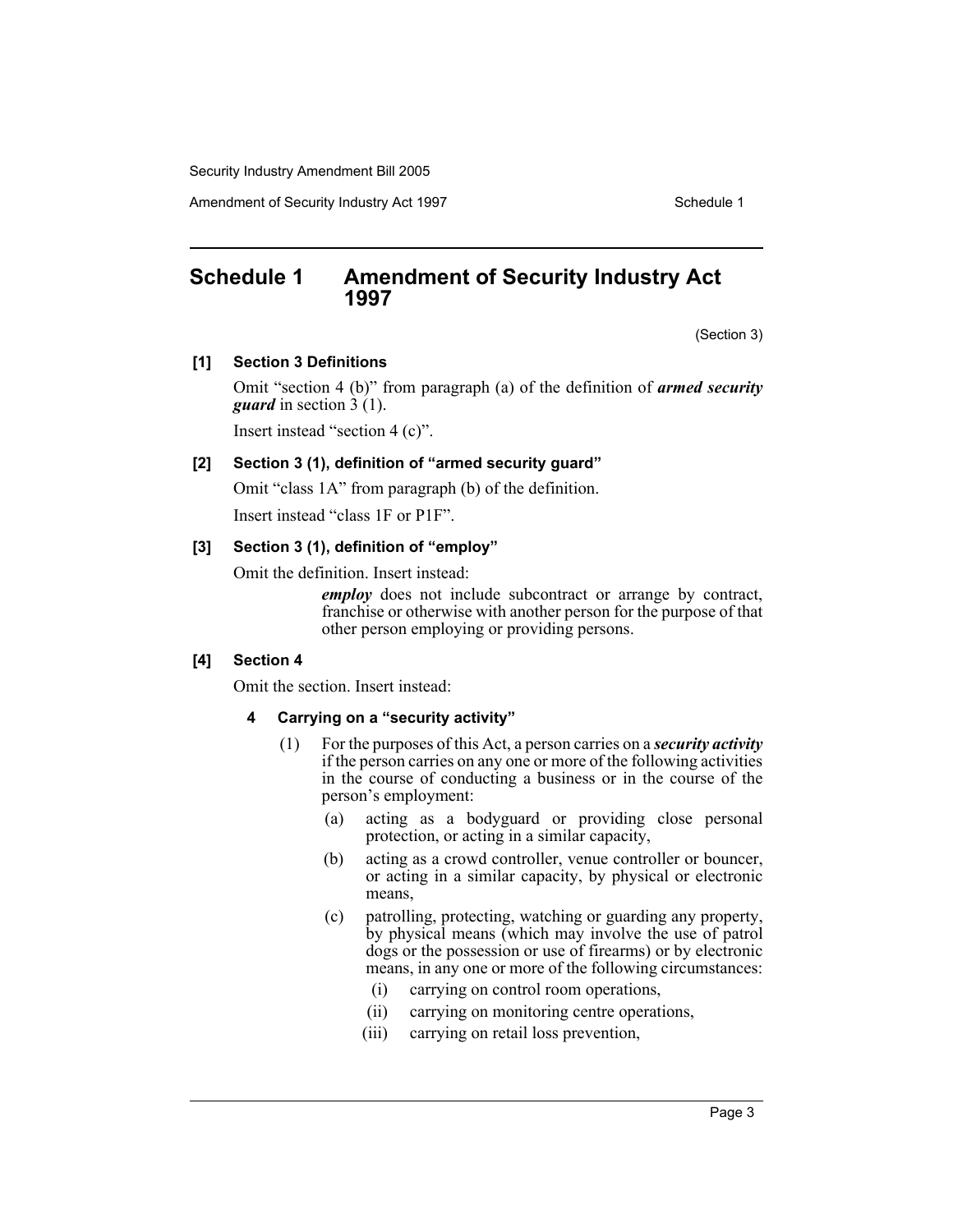## Schedule 1 Amendment of Security Industry Act 1997

(Section 3)

**[1] Section 3 Definitions**

Omit "section 4 (b)" from paragraph (a) of the definition of ***armed security guard*** in section 3 (1).

Insert instead "section 4 (c)".

**[2] Section 3 (1), definition of "armed security guard"**

Omit "class 1A" from paragraph (b) of the definition.

Insert instead "class 1F or P1F".

**[3] Section 3 (1), definition of "employ"**

Omit the definition. Insert instead:

> ***employ*** does not include subcontract or arrange by contract, franchise or otherwise with another person for the purpose of that other person employing or providing persons.

**[4] Section 4**

Omit the section. Insert instead:

**4 Carrying on a "security activity"**

(1) For the purposes of this Act, a person carries on a ***security activity*** if the person carries on any one or more of the following activities in the course of conducting a business or in the course of the person's employment:

(a) acting as a bodyguard or providing close personal protection, or acting in a similar capacity,

(b) acting as a crowd controller, venue controller or bouncer, or acting in a similar capacity, by physical or electronic means,

(c) patrolling, protecting, watching or guarding any property, by physical means (which may involve the use of patrol dogs or the possession or use of firearms) or by electronic means, in any one or more of the following circumstances:

(i) carrying on control room operations,

(ii) carrying on monitoring centre operations,

(iii) carrying on retail loss prevention,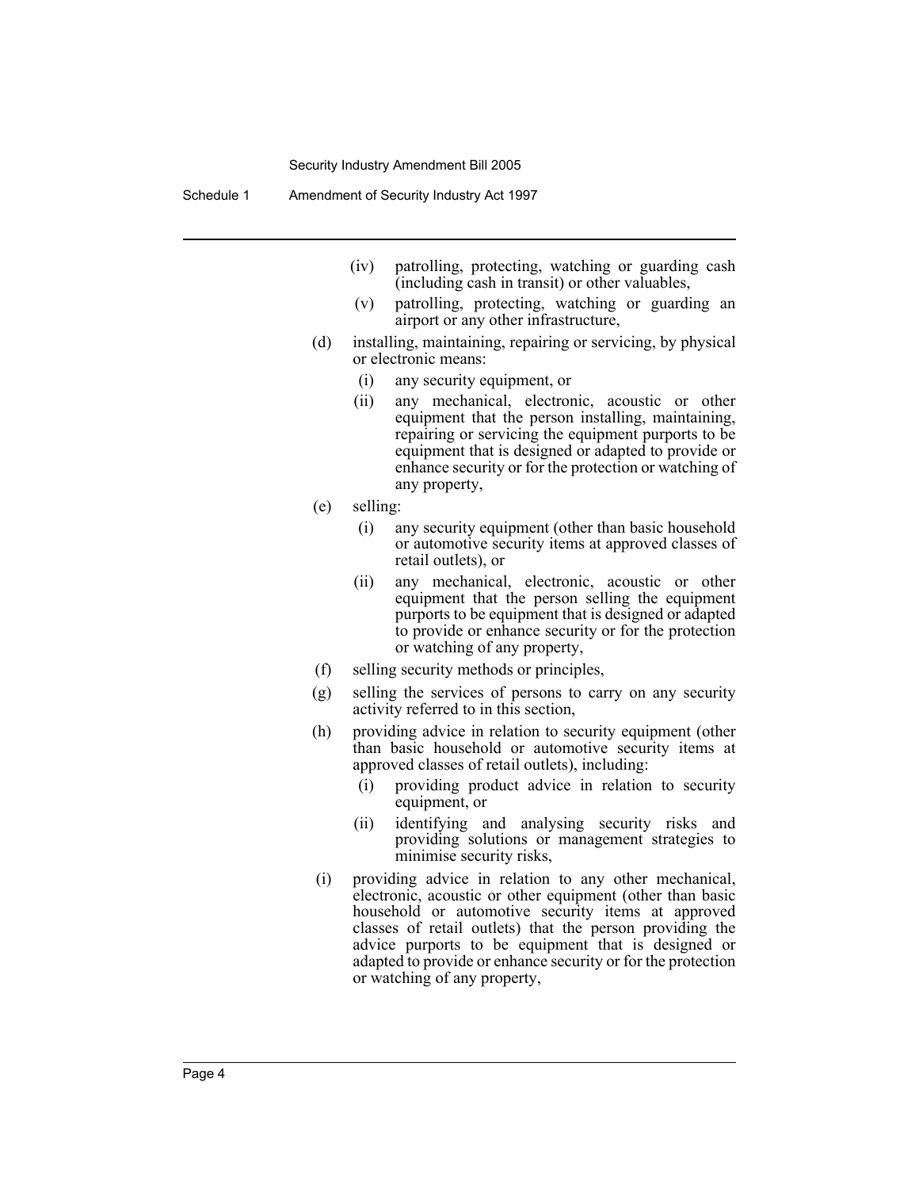(iv) patrolling, protecting, watching or guarding cash (including cash in transit) or other valuables,

(v) patrolling, protecting, watching or guarding an airport or any other infrastructure,

(d) installing, maintaining, repairing or servicing, by physical or electronic means:

(i) any security equipment, or

(ii) any mechanical, electronic, acoustic or other equipment that the person installing, maintaining, repairing or servicing the equipment purports to be equipment that is designed or adapted to provide or enhance security or for the protection or watching of any property,

(e) selling:

(i) any security equipment (other than basic household or automotive security items at approved classes of retail outlets), or

(ii) any mechanical, electronic, acoustic or other equipment that the person selling the equipment purports to be equipment that is designed or adapted to provide or enhance security or for the protection or watching of any property,

(f) selling security methods or principles,

(g) selling the services of persons to carry on any security activity referred to in this section,

(h) providing advice in relation to security equipment (other than basic household or automotive security items at approved classes of retail outlets), including:

(i) providing product advice in relation to security equipment, or

(ii) identifying and analysing security risks and providing solutions or management strategies to minimise security risks,

(i) providing advice in relation to any other mechanical, electronic, acoustic or other equipment (other than basic household or automotive security items at approved classes of retail outlets) that the person providing the advice purports to be equipment that is designed or adapted to provide or enhance security or for the protection or watching of any property,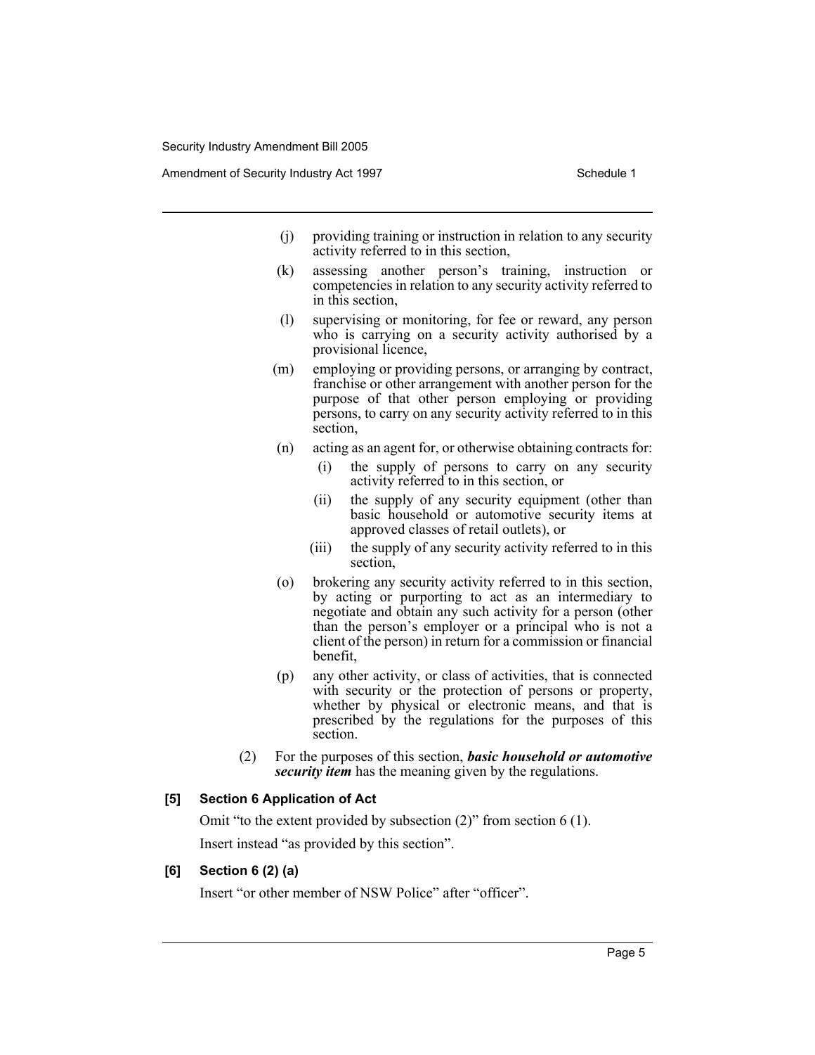(j) providing training or instruction in relation to any security activity referred to in this section,

(k) assessing another person's training, instruction or competencies in relation to any security activity referred to in this section,

(l) supervising or monitoring, for fee or reward, any person who is carrying on a security activity authorised by a provisional licence,

(m) employing or providing persons, or arranging by contract, franchise or other arrangement with another person for the purpose of that other person employing or providing persons, to carry on any security activity referred to in this section,

(n) acting as an agent for, or otherwise obtaining contracts for:

  (i) the supply of persons to carry on any security activity referred to in this section, or

  (ii) the supply of any security equipment (other than basic household or automotive security items at approved classes of retail outlets), or

  (iii) the supply of any security activity referred to in this section,

(o) brokering any security activity referred to in this section, by acting or purporting to act as an intermediary to negotiate and obtain any such activity for a person (other than the person's employer or a principal who is not a client of the person) in return for a commission or financial benefit,

(p) any other activity, or class of activities, that is connected with security or the protection of persons or property, whether by physical or electronic means, and that is prescribed by the regulations for the purposes of this section.

(2) For the purposes of this section, ***basic household or automotive security item*** has the meaning given by the regulations.

**[5] Section 6 Application of Act**

Omit "to the extent provided by subsection (2)" from section 6 (1).

Insert instead "as provided by this section".

**[6] Section 6 (2) (a)**

Insert "or other member of NSW Police" after "officer".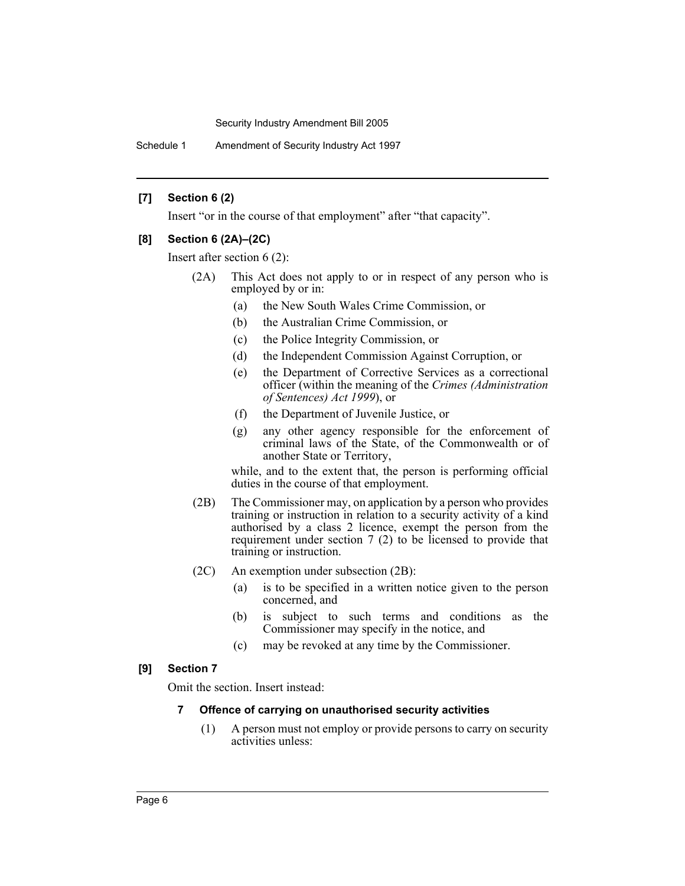**[7] Section 6 (2)**

Insert "or in the course of that employment" after "that capacity".

**[8] Section 6 (2A)–(2C)**

Insert after section 6 (2):

(2A) This Act does not apply to or in respect of any person who is employed by or in:

- (a) the New South Wales Crime Commission, or
- (b) the Australian Crime Commission, or
- (c) the Police Integrity Commission, or
- (d) the Independent Commission Against Corruption, or
- (e) the Department of Corrective Services as a correctional officer (within the meaning of the *Crimes (Administration of Sentences) Act 1999*), or
- (f) the Department of Juvenile Justice, or
- (g) any other agency responsible for the enforcement of criminal laws of the State, of the Commonwealth or of another State or Territory,

while, and to the extent that, the person is performing official duties in the course of that employment.

(2B) The Commissioner may, on application by a person who provides training or instruction in relation to a security activity of a kind authorised by a class 2 licence, exempt the person from the requirement under section 7 (2) to be licensed to provide that training or instruction.

(2C) An exemption under subsection (2B):

- (a) is to be specified in a written notice given to the person concerned, and
- (b) is subject to such terms and conditions as the Commissioner may specify in the notice, and
- (c) may be revoked at any time by the Commissioner.

**[9] Section 7**

Omit the section. Insert instead:

**7 Offence of carrying on unauthorised security activities**

(1) A person must not employ or provide persons to carry on security activities unless: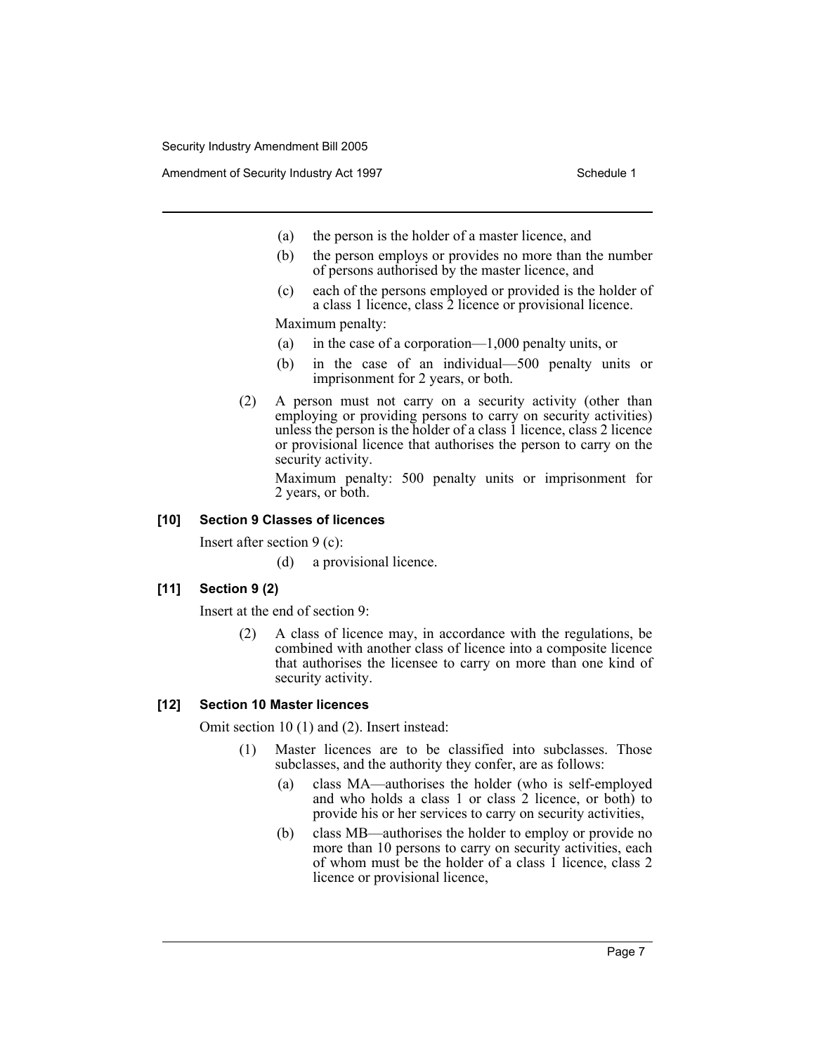(a) the person is the holder of a master licence, and

(b) the person employs or provides no more than the number of persons authorised by the master licence, and

(c) each of the persons employed or provided is the holder of a class 1 licence, class 2 licence or provisional licence.

Maximum penalty:

(a) in the case of a corporation—1,000 penalty units, or

(b) in the case of an individual—500 penalty units or imprisonment for 2 years, or both.

(2) A person must not carry on a security activity (other than employing or providing persons to carry on security activities) unless the person is the holder of a class 1 licence, class 2 licence or provisional licence that authorises the person to carry on the security activity.

Maximum penalty: 500 penalty units or imprisonment for 2 years, or both.

**[10] Section 9 Classes of licences**

Insert after section 9 (c):

(d) a provisional licence.

**[11] Section 9 (2)**

Insert at the end of section 9:

(2) A class of licence may, in accordance with the regulations, be combined with another class of licence into a composite licence that authorises the licensee to carry on more than one kind of security activity.

**[12] Section 10 Master licences**

Omit section 10 (1) and (2). Insert instead:

(1) Master licences are to be classified into subclasses. Those subclasses, and the authority they confer, are as follows:

(a) class MA—authorises the holder (who is self-employed and who holds a class 1 or class 2 licence, or both) to provide his or her services to carry on security activities,

(b) class MB—authorises the holder to employ or provide no more than 10 persons to carry on security activities, each of whom must be the holder of a class 1 licence, class 2 licence or provisional licence,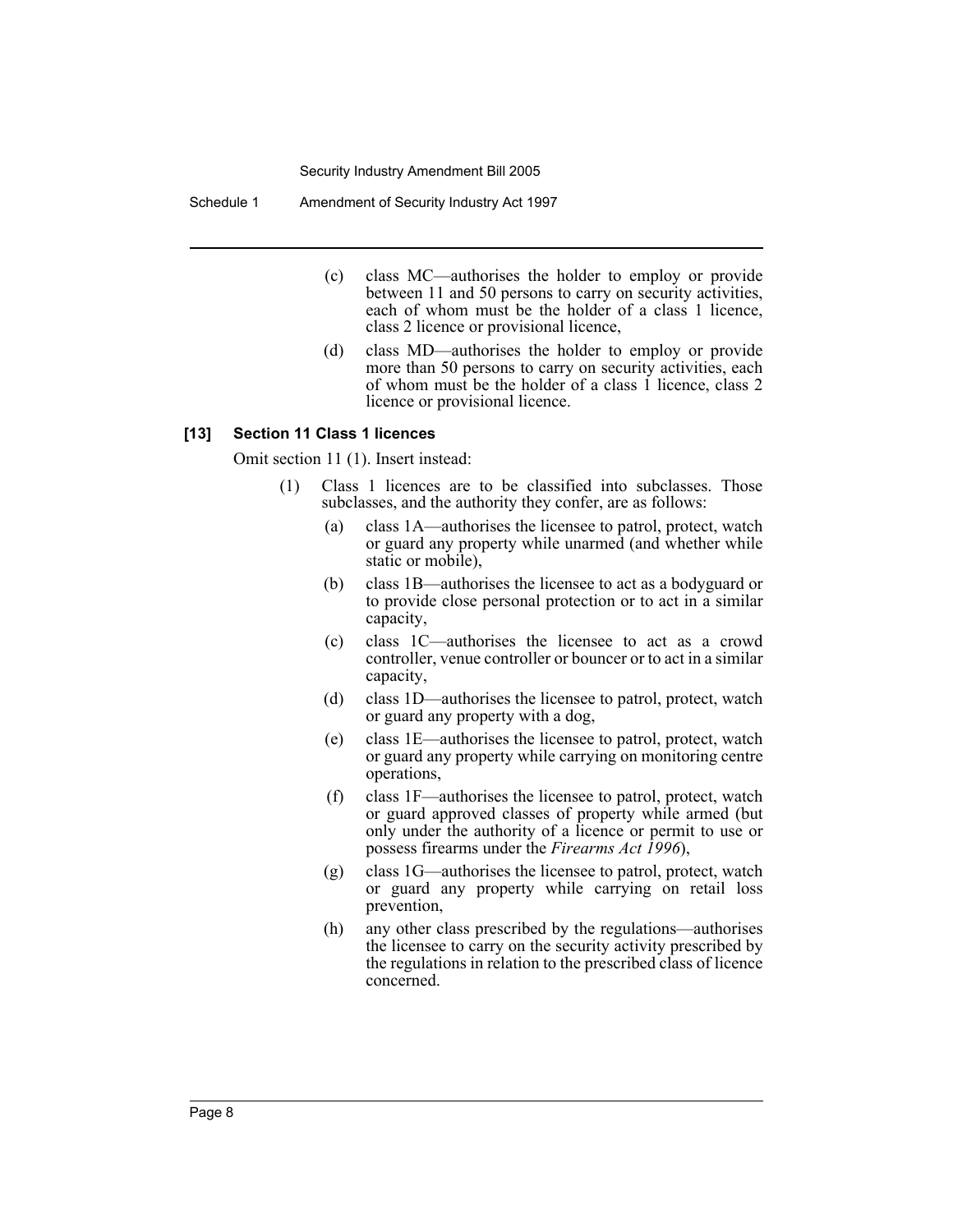(c) class MC—authorises the holder to employ or provide between 11 and 50 persons to carry on security activities, each of whom must be the holder of a class 1 licence, class 2 licence or provisional licence,

(d) class MD—authorises the holder to employ or provide more than 50 persons to carry on security activities, each of whom must be the holder of a class 1 licence, class 2 licence or provisional licence.

**[13] Section 11 Class 1 licences**

Omit section 11 (1). Insert instead:

(1) Class 1 licences are to be classified into subclasses. Those subclasses, and the authority they confer, are as follows:

(a) class 1A—authorises the licensee to patrol, protect, watch or guard any property while unarmed (and whether while static or mobile),

(b) class 1B—authorises the licensee to act as a bodyguard or to provide close personal protection or to act in a similar capacity,

(c) class 1C—authorises the licensee to act as a crowd controller, venue controller or bouncer or to act in a similar capacity,

(d) class 1D—authorises the licensee to patrol, protect, watch or guard any property with a dog,

(e) class 1E—authorises the licensee to patrol, protect, watch or guard any property while carrying on monitoring centre operations,

(f) class 1F—authorises the licensee to patrol, protect, watch or guard approved classes of property while armed (but only under the authority of a licence or permit to use or possess firearms under the *Firearms Act 1996*),

(g) class 1G—authorises the licensee to patrol, protect, watch or guard any property while carrying on retail loss prevention,

(h) any other class prescribed by the regulations—authorises the licensee to carry on the security activity prescribed by the regulations in relation to the prescribed class of licence concerned.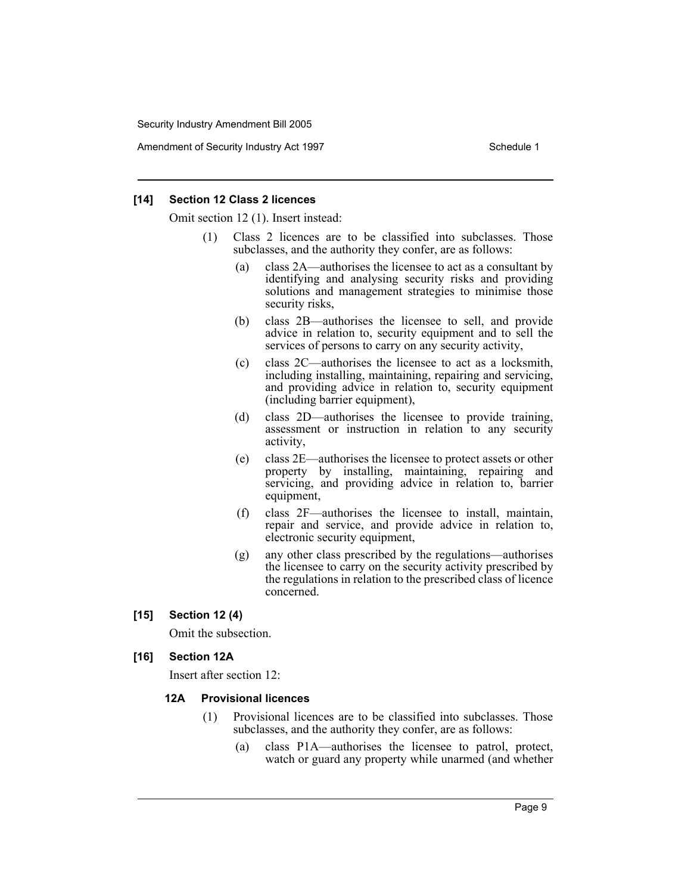**[14] Section 12 Class 2 licences**

Omit section 12 (1). Insert instead:

(1) Class 2 licences are to be classified into subclasses. Those subclasses, and the authority they confer, are as follows:

(a) class 2A—authorises the licensee to act as a consultant by identifying and analysing security risks and providing solutions and management strategies to minimise those security risks,

(b) class 2B—authorises the licensee to sell, and provide advice in relation to, security equipment and to sell the services of persons to carry on any security activity,

(c) class 2C—authorises the licensee to act as a locksmith, including installing, maintaining, repairing and servicing, and providing advice in relation to, security equipment (including barrier equipment),

(d) class 2D—authorises the licensee to provide training, assessment or instruction in relation to any security activity,

(e) class 2E—authorises the licensee to protect assets or other property by installing, maintaining, repairing and servicing, and providing advice in relation to, barrier equipment,

(f) class 2F—authorises the licensee to install, maintain, repair and service, and provide advice in relation to, electronic security equipment,

(g) any other class prescribed by the regulations—authorises the licensee to carry on the security activity prescribed by the regulations in relation to the prescribed class of licence concerned.

**[15] Section 12 (4)**

Omit the subsection.

**[16] Section 12A**

Insert after section 12:

**12A Provisional licences**

(1) Provisional licences are to be classified into subclasses. Those subclasses, and the authority they confer, are as follows:

(a) class P1A—authorises the licensee to patrol, protect, watch or guard any property while unarmed (and whether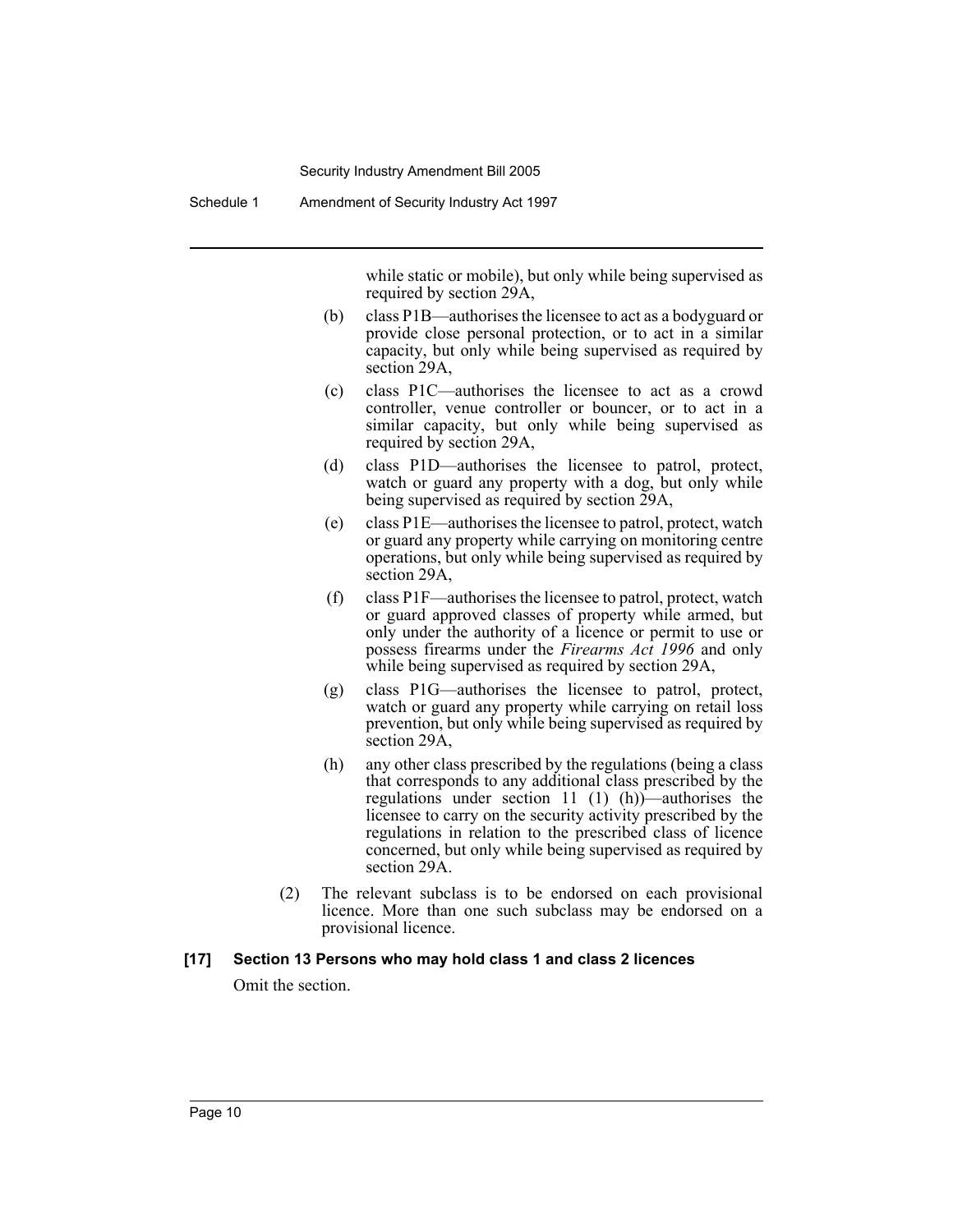while static or mobile), but only while being supervised as required by section 29A,

(b) class P1B—authorises the licensee to act as a bodyguard or provide close personal protection, or to act in a similar capacity, but only while being supervised as required by section 29A,

(c) class P1C—authorises the licensee to act as a crowd controller, venue controller or bouncer, or to act in a similar capacity, but only while being supervised as required by section 29A,

(d) class P1D—authorises the licensee to patrol, protect, watch or guard any property with a dog, but only while being supervised as required by section 29A,

(e) class P1E—authorises the licensee to patrol, protect, watch or guard any property while carrying on monitoring centre operations, but only while being supervised as required by section 29A,

(f) class P1F—authorises the licensee to patrol, protect, watch or guard approved classes of property while armed, but only under the authority of a licence or permit to use or possess firearms under the *Firearms Act 1996* and only while being supervised as required by section 29A,

(g) class P1G—authorises the licensee to patrol, protect, watch or guard any property while carrying on retail loss prevention, but only while being supervised as required by section 29A,

(h) any other class prescribed by the regulations (being a class that corresponds to any additional class prescribed by the regulations under section 11 (1) (h))—authorises the licensee to carry on the security activity prescribed by the regulations in relation to the prescribed class of licence concerned, but only while being supervised as required by section 29A.

(2) The relevant subclass is to be endorsed on each provisional licence. More than one such subclass may be endorsed on a provisional licence.

**[17] Section 13 Persons who may hold class 1 and class 2 licences**

Omit the section.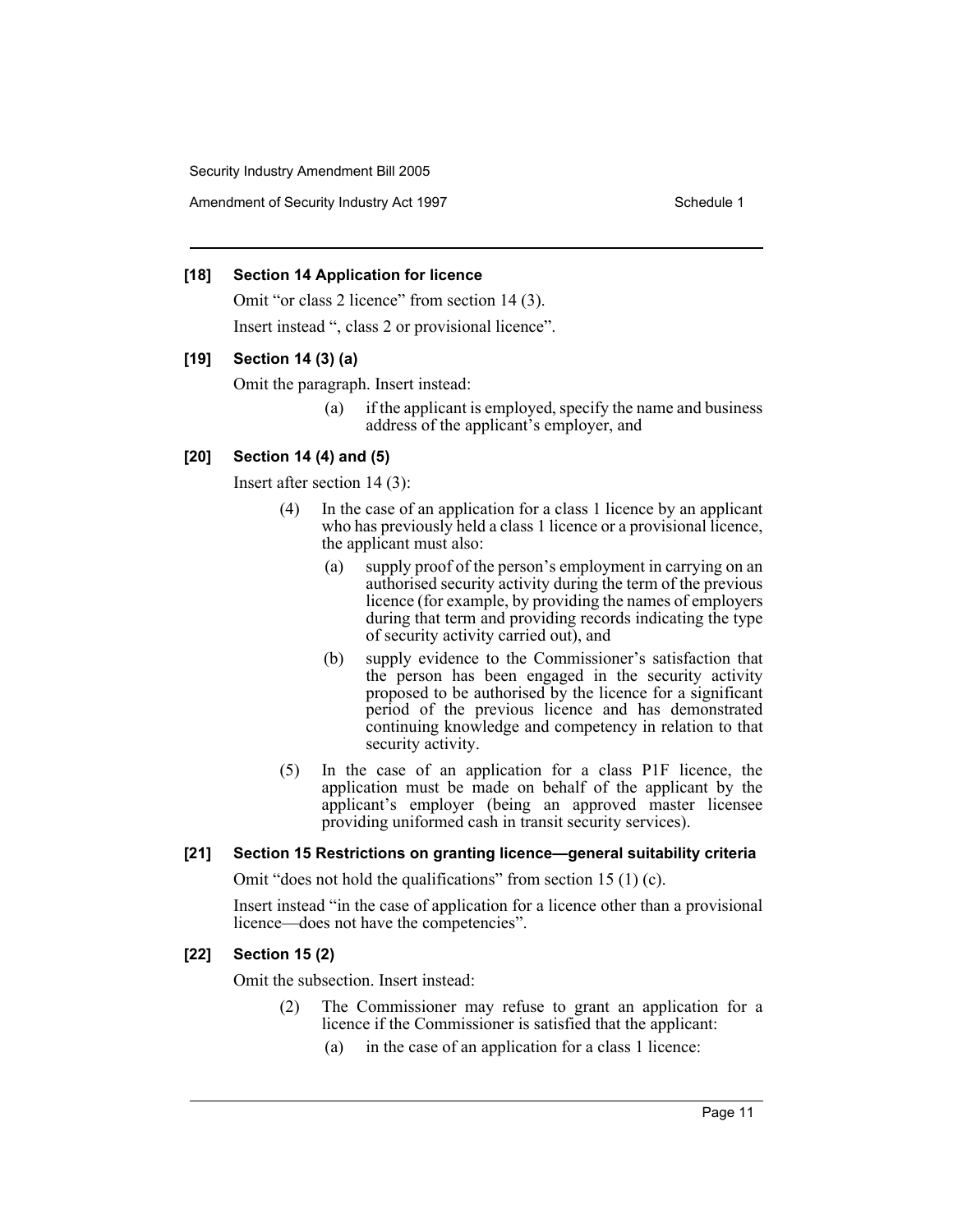### [18] Section 14 Application for licence

Omit "or class 2 licence" from section 14 (3).

Insert instead ", class 2 or provisional licence".

### [19] Section 14 (3) (a)

Omit the paragraph. Insert instead:

> (a) if the applicant is employed, specify the name and business address of the applicant's employer, and

### [20] Section 14 (4) and (5)

Insert after section 14 (3):

> (4) In the case of an application for a class 1 licence by an applicant who has previously held a class 1 licence or a provisional licence, the applicant must also:
>
> (a) supply proof of the person's employment in carrying on an authorised security activity during the term of the previous licence (for example, by providing the names of employers during that term and providing records indicating the type of security activity carried out), and
>
> (b) supply evidence to the Commissioner's satisfaction that the person has been engaged in the security activity proposed to be authorised by the licence for a significant period of the previous licence and has demonstrated continuing knowledge and competency in relation to that security activity.
>
> (5) In the case of an application for a class P1F licence, the application must be made on behalf of the applicant by the applicant's employer (being an approved master licensee providing uniformed cash in transit security services).

### [21] Section 15 Restrictions on granting licence—general suitability criteria

Omit "does not hold the qualifications" from section 15 (1) (c).

Insert instead "in the case of application for a licence other than a provisional licence—does not have the competencies".

### [22] Section 15 (2)

Omit the subsection. Insert instead:

> (2) The Commissioner may refuse to grant an application for a licence if the Commissioner is satisfied that the applicant:
>
> (a) in the case of an application for a class 1 licence: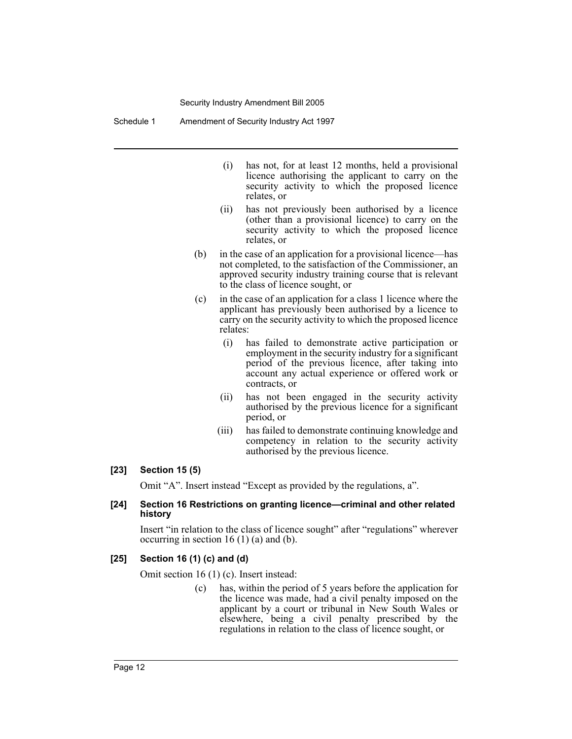(i) has not, for at least 12 months, held a provisional licence authorising the applicant to carry on the security activity to which the proposed licence relates, or

(ii) has not previously been authorised by a licence (other than a provisional licence) to carry on the security activity to which the proposed licence relates, or

(b) in the case of an application for a provisional licence—has not completed, to the satisfaction of the Commissioner, an approved security industry training course that is relevant to the class of licence sought, or

(c) in the case of an application for a class 1 licence where the applicant has previously been authorised by a licence to carry on the security activity to which the proposed licence relates:

(i) has failed to demonstrate active participation or employment in the security industry for a significant period of the previous licence, after taking into account any actual experience or offered work or contracts, or

(ii) has not been engaged in the security activity authorised by the previous licence for a significant period, or

(iii) has failed to demonstrate continuing knowledge and competency in relation to the security activity authorised by the previous licence.

**[23] Section 15 (5)**

Omit "A". Insert instead "Except as provided by the regulations, a".

**[24] Section 16 Restrictions on granting licence—criminal and other related history**

Insert "in relation to the class of licence sought" after "regulations" wherever occurring in section 16 (1) (a) and (b).

**[25] Section 16 (1) (c) and (d)**

Omit section 16 (1) (c). Insert instead:

(c) has, within the period of 5 years before the application for the licence was made, had a civil penalty imposed on the applicant by a court or tribunal in New South Wales or elsewhere, being a civil penalty prescribed by the regulations in relation to the class of licence sought, or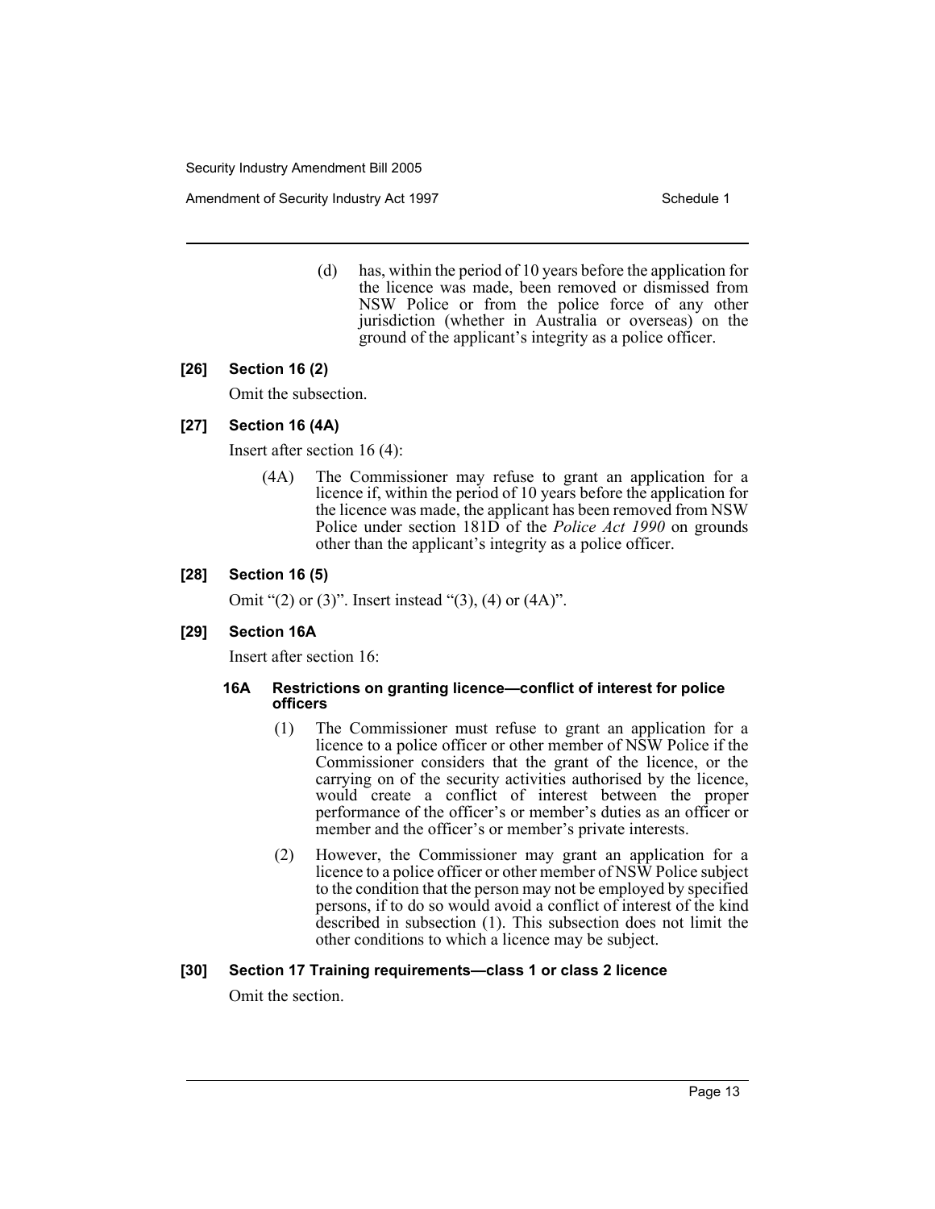(d) has, within the period of 10 years before the application for the licence was made, been removed or dismissed from NSW Police or from the police force of any other jurisdiction (whether in Australia or overseas) on the ground of the applicant's integrity as a police officer.

**[26] Section 16 (2)**

Omit the subsection.

**[27] Section 16 (4A)**

Insert after section 16 (4):

(4A) The Commissioner may refuse to grant an application for a licence if, within the period of 10 years before the application for the licence was made, the applicant has been removed from NSW Police under section 181D of the *Police Act 1990* on grounds other than the applicant's integrity as a police officer.

**[28] Section 16 (5)**

Omit "(2) or (3)". Insert instead "(3), (4) or (4A)".

**[29] Section 16A**

Insert after section 16:

**16A Restrictions on granting licence—conflict of interest for police officers**

(1) The Commissioner must refuse to grant an application for a licence to a police officer or other member of NSW Police if the Commissioner considers that the grant of the licence, or the carrying on of the security activities authorised by the licence, would create a conflict of interest between the proper performance of the officer's or member's duties as an officer or member and the officer's or member's private interests.

(2) However, the Commissioner may grant an application for a licence to a police officer or other member of NSW Police subject to the condition that the person may not be employed by specified persons, if to do so would avoid a conflict of interest of the kind described in subsection (1). This subsection does not limit the other conditions to which a licence may be subject.

**[30] Section 17 Training requirements—class 1 or class 2 licence**

Omit the section.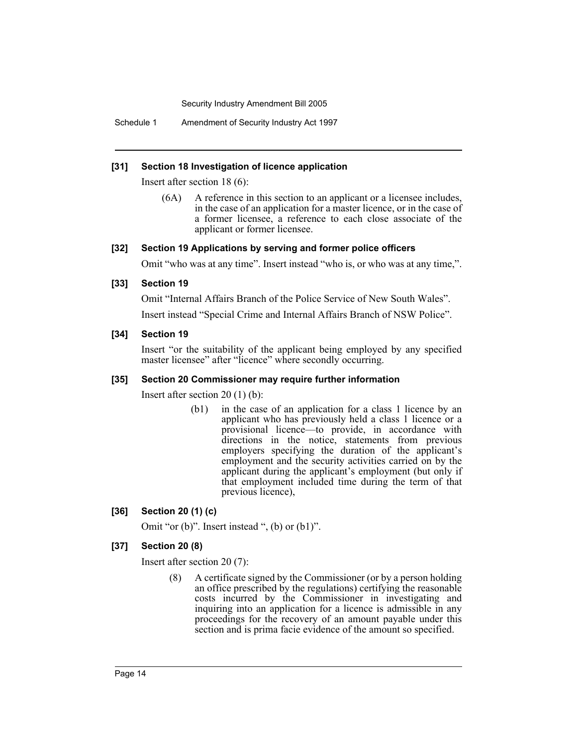**[31] Section 18 Investigation of licence application**

Insert after section 18 (6):

> (6A) A reference in this section to an applicant or a licensee includes, in the case of an application for a master licence, or in the case of a former licensee, a reference to each close associate of the applicant or former licensee.

**[32] Section 19 Applications by serving and former police officers**

Omit "who was at any time". Insert instead "who is, or who was at any time,".

**[33] Section 19**

Omit "Internal Affairs Branch of the Police Service of New South Wales".

Insert instead "Special Crime and Internal Affairs Branch of NSW Police".

**[34] Section 19**

Insert "or the suitability of the applicant being employed by any specified master licensee" after "licence" where secondly occurring.

**[35] Section 20 Commissioner may require further information**

Insert after section 20 (1) (b):

> (b1) in the case of an application for a class 1 licence by an applicant who has previously held a class 1 licence or a provisional licence—to provide, in accordance with directions in the notice, statements from previous employers specifying the duration of the applicant's employment and the security activities carried on by the applicant during the applicant's employment (but only if that employment included time during the term of that previous licence),

**[36] Section 20 (1) (c)**

Omit "or (b)". Insert instead ", (b) or (b1)".

**[37] Section 20 (8)**

Insert after section 20 (7):

> (8) A certificate signed by the Commissioner (or by a person holding an office prescribed by the regulations) certifying the reasonable costs incurred by the Commissioner in investigating and inquiring into an application for a licence is admissible in any proceedings for the recovery of an amount payable under this section and is prima facie evidence of the amount so specified.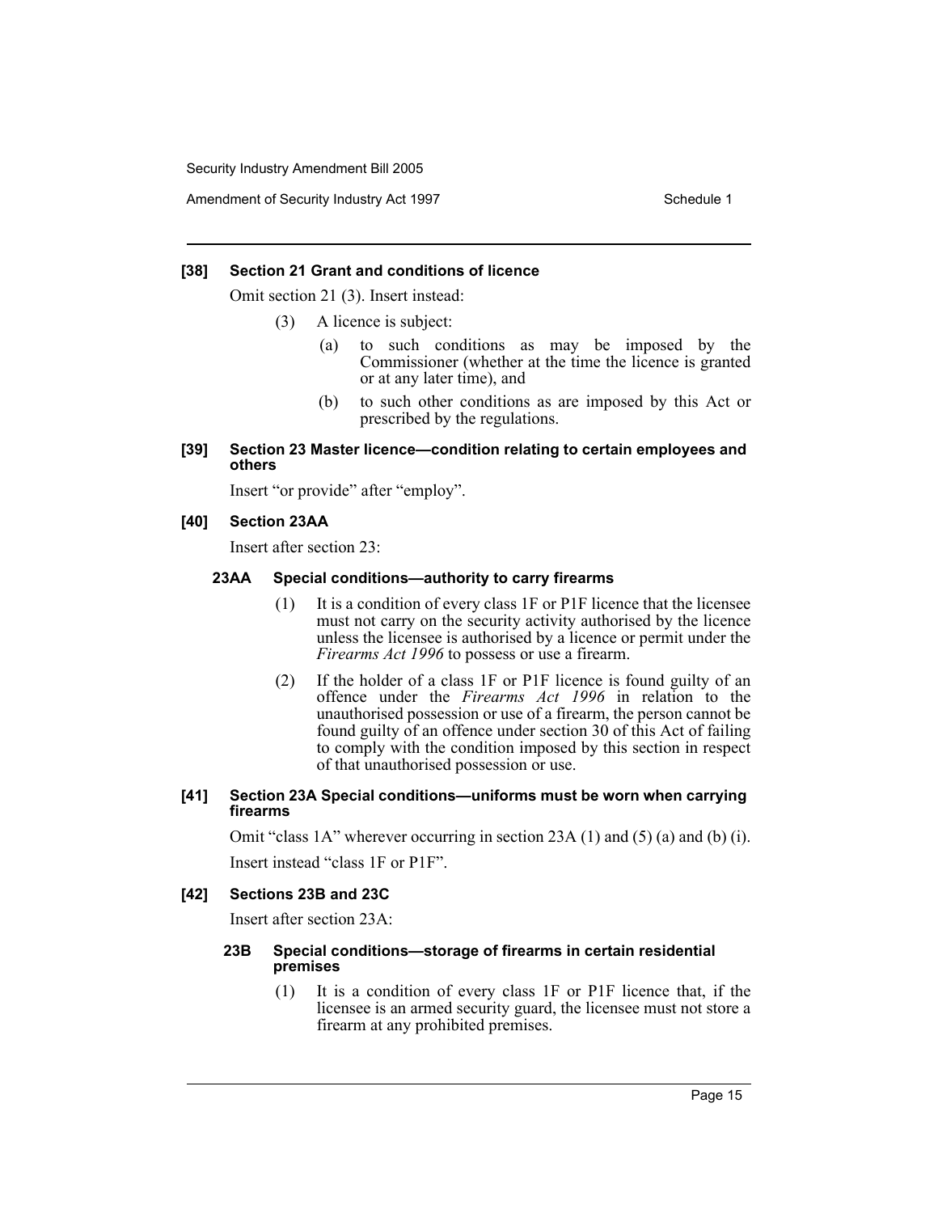### [38] Section 21 Grant and conditions of licence

Omit section 21 (3). Insert instead:

(3) A licence is subject:

(a) to such conditions as may be imposed by the Commissioner (whether at the time the licence is granted or at any later time), and

(b) to such other conditions as are imposed by this Act or prescribed by the regulations.

### [39] Section 23 Master licence—condition relating to certain employees and others

Insert "or provide" after "employ".

### [40] Section 23AA

Insert after section 23:

#### 23AA Special conditions—authority to carry firearms

(1) It is a condition of every class 1F or P1F licence that the licensee must not carry on the security activity authorised by the licence unless the licensee is authorised by a licence or permit under the *Firearms Act 1996* to possess or use a firearm.

(2) If the holder of a class 1F or P1F licence is found guilty of an offence under the *Firearms Act 1996* in relation to the unauthorised possession or use of a firearm, the person cannot be found guilty of an offence under section 30 of this Act of failing to comply with the condition imposed by this section in respect of that unauthorised possession or use.

### [41] Section 23A Special conditions—uniforms must be worn when carrying firearms

Omit "class 1A" wherever occurring in section 23A (1) and (5) (a) and (b) (i).

Insert instead "class 1F or P1F".

### [42] Sections 23B and 23C

Insert after section 23A:

#### 23B Special conditions—storage of firearms in certain residential premises

(1) It is a condition of every class 1F or P1F licence that, if the licensee is an armed security guard, the licensee must not store a firearm at any prohibited premises.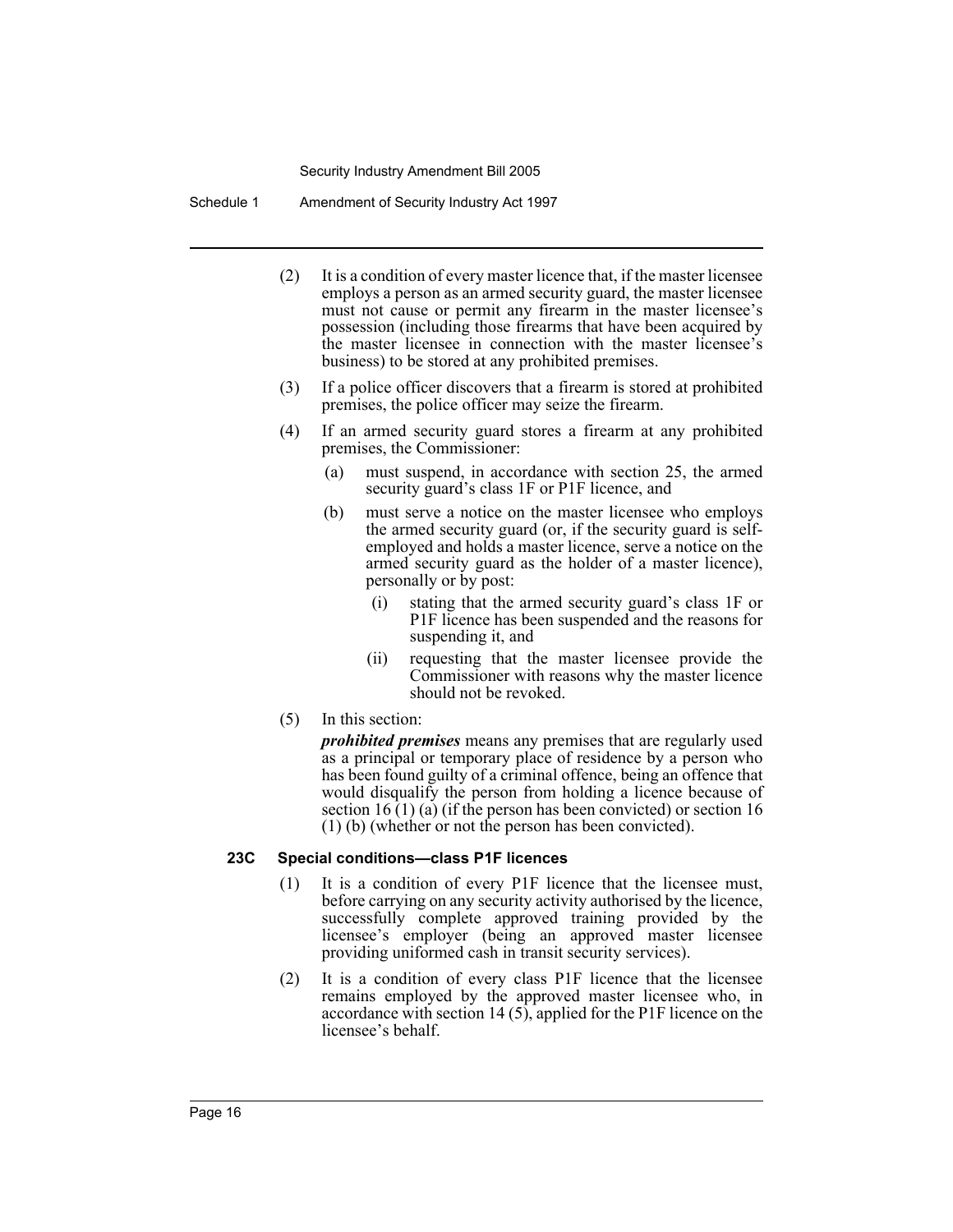(2) It is a condition of every master licence that, if the master licensee employs a person as an armed security guard, the master licensee must not cause or permit any firearm in the master licensee's possession (including those firearms that have been acquired by the master licensee in connection with the master licensee's business) to be stored at any prohibited premises.

(3) If a police officer discovers that a firearm is stored at prohibited premises, the police officer may seize the firearm.

(4) If an armed security guard stores a firearm at any prohibited premises, the Commissioner:

(a) must suspend, in accordance with section 25, the armed security guard's class 1F or P1F licence, and

(b) must serve a notice on the master licensee who employs the armed security guard (or, if the security guard is self-employed and holds a master licence, serve a notice on the armed security guard as the holder of a master licence), personally or by post:

(i) stating that the armed security guard's class 1F or P1F licence has been suspended and the reasons for suspending it, and

(ii) requesting that the master licensee provide the Commissioner with reasons why the master licence should not be revoked.

(5) In this section:

***prohibited premises*** means any premises that are regularly used as a principal or temporary place of residence by a person who has been found guilty of a criminal offence, being an offence that would disqualify the person from holding a licence because of section 16 (1) (a) (if the person has been convicted) or section 16 (1) (b) (whether or not the person has been convicted).

**23C Special conditions—class P1F licences**

(1) It is a condition of every P1F licence that the licensee must, before carrying on any security activity authorised by the licence, successfully complete approved training provided by the licensee's employer (being an approved master licensee providing uniformed cash in transit security services).

(2) It is a condition of every class P1F licence that the licensee remains employed by the approved master licensee who, in accordance with section 14 (5), applied for the P1F licence on the licensee's behalf.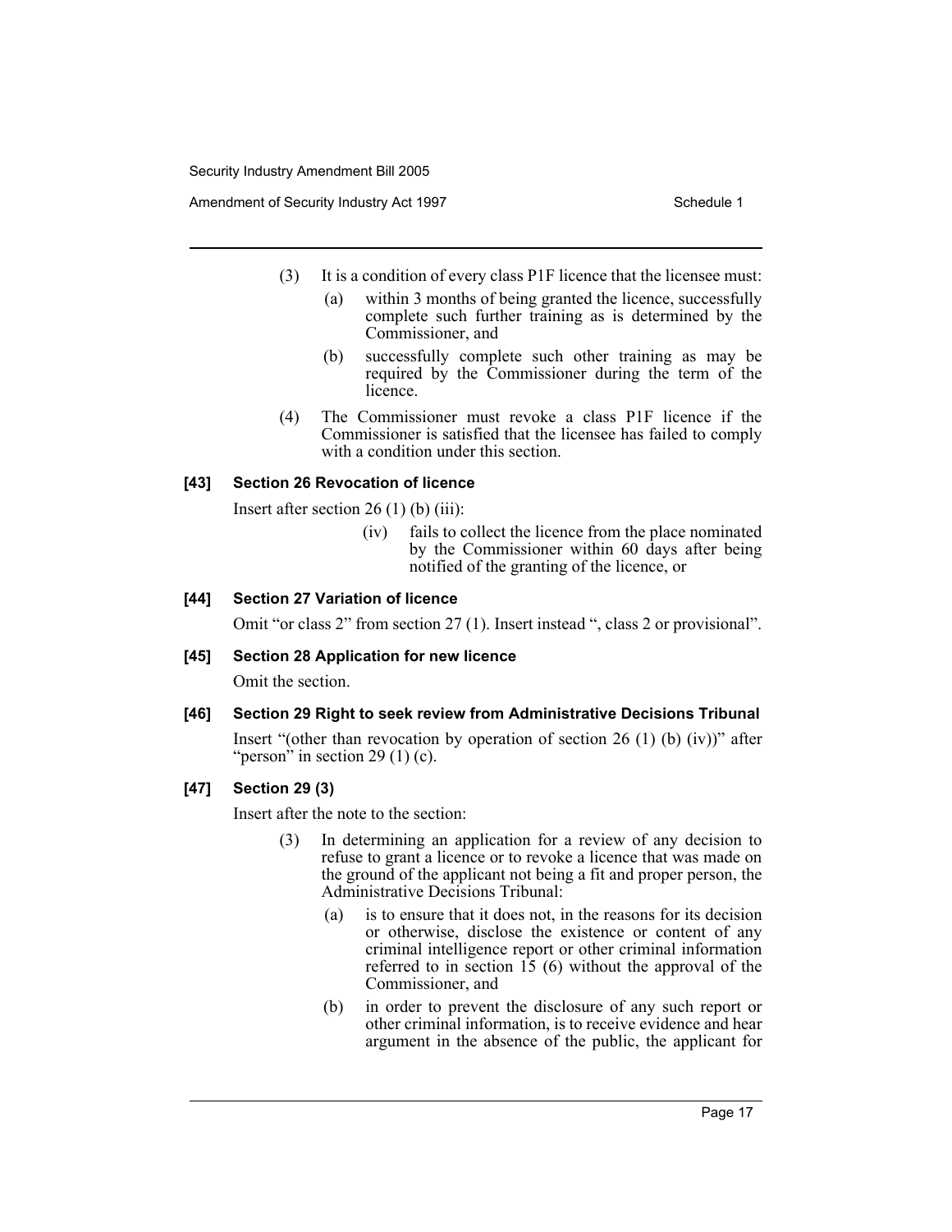(3) It is a condition of every class P1F licence that the licensee must:

(a) within 3 months of being granted the licence, successfully complete such further training as is determined by the Commissioner, and

(b) successfully complete such other training as may be required by the Commissioner during the term of the licence.

(4) The Commissioner must revoke a class P1F licence if the Commissioner is satisfied that the licensee has failed to comply with a condition under this section.

### [43] Section 26 Revocation of licence

Insert after section 26 (1) (b) (iii):

(iv) fails to collect the licence from the place nominated by the Commissioner within 60 days after being notified of the granting of the licence, or

### [44] Section 27 Variation of licence

Omit "or class 2" from section 27 (1). Insert instead ", class 2 or provisional".

### [45] Section 28 Application for new licence

Omit the section.

### [46] Section 29 Right to seek review from Administrative Decisions Tribunal

Insert "(other than revocation by operation of section 26 (1) (b) (iv))" after "person" in section 29 (1) (c).

### [47] Section 29 (3)

Insert after the note to the section:

(3) In determining an application for a review of any decision to refuse to grant a licence or to revoke a licence that was made on the ground of the applicant not being a fit and proper person, the Administrative Decisions Tribunal:

(a) is to ensure that it does not, in the reasons for its decision or otherwise, disclose the existence or content of any criminal intelligence report or other criminal information referred to in section 15 (6) without the approval of the Commissioner, and

(b) in order to prevent the disclosure of any such report or other criminal information, is to receive evidence and hear argument in the absence of the public, the applicant for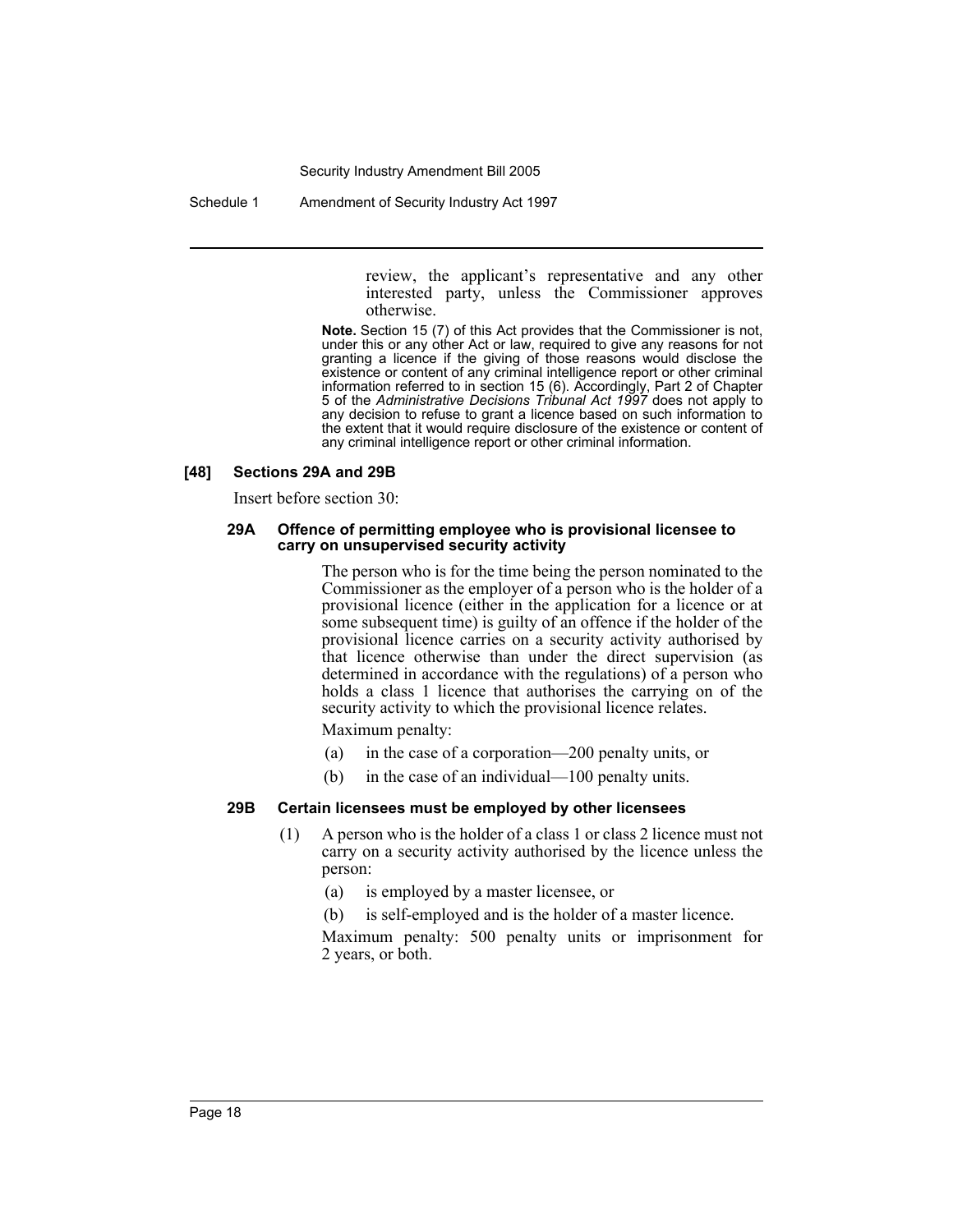review, the applicant's representative and any other interested party, unless the Commissioner approves otherwise.

**Note.** Section 15 (7) of this Act provides that the Commissioner is not, under this or any other Act or law, required to give any reasons for not granting a licence if the giving of those reasons would disclose the existence or content of any criminal intelligence report or other criminal information referred to in section 15 (6). Accordingly, Part 2 of Chapter 5 of the *Administrative Decisions Tribunal Act 1997* does not apply to any decision to refuse to grant a licence based on such information to the extent that it would require disclosure of the existence or content of any criminal intelligence report or other criminal information.

### [48] Sections 29A and 29B

Insert before section 30:

#### 29A Offence of permitting employee who is provisional licensee to carry on unsupervised security activity

The person who is for the time being the person nominated to the Commissioner as the employer of a person who is the holder of a provisional licence (either in the application for a licence or at some subsequent time) is guilty of an offence if the holder of the provisional licence carries on a security activity authorised by that licence otherwise than under the direct supervision (as determined in accordance with the regulations) of a person who holds a class 1 licence that authorises the carrying on of the security activity to which the provisional licence relates.

Maximum penalty:

(a) in the case of a corporation—200 penalty units, or

(b) in the case of an individual—100 penalty units.

#### 29B Certain licensees must be employed by other licensees

(1) A person who is the holder of a class 1 or class 2 licence must not carry on a security activity authorised by the licence unless the person:

(a) is employed by a master licensee, or

(b) is self-employed and is the holder of a master licence.

Maximum penalty: 500 penalty units or imprisonment for 2 years, or both.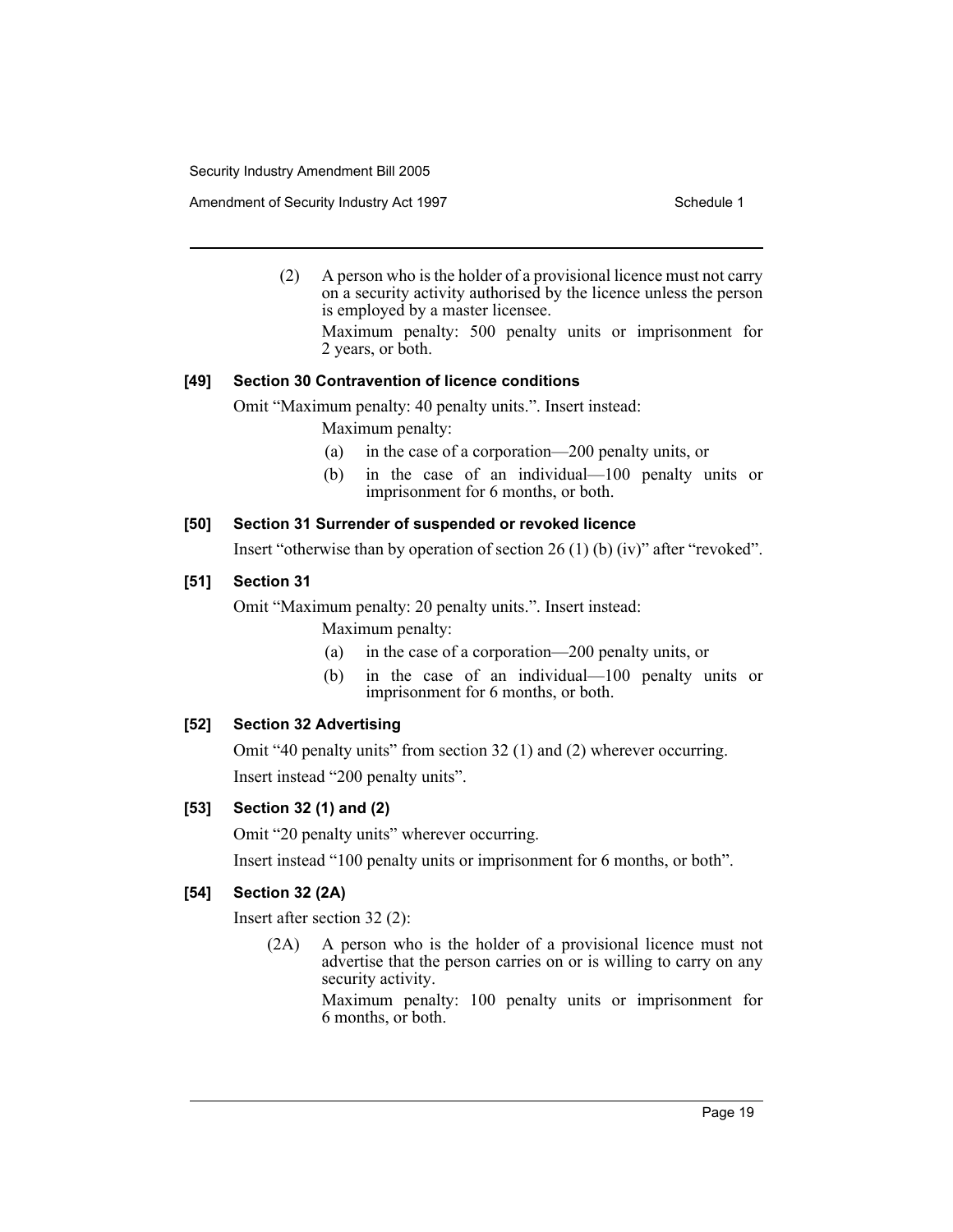(2) A person who is the holder of a provisional licence must not carry on a security activity authorised by the licence unless the person is employed by a master licensee.

Maximum penalty: 500 penalty units or imprisonment for 2 years, or both.

### [49] Section 30 Contravention of licence conditions

Omit "Maximum penalty: 40 penalty units.". Insert instead:

Maximum penalty:

(a) in the case of a corporation—200 penalty units, or

(b) in the case of an individual—100 penalty units or imprisonment for 6 months, or both.

### [50] Section 31 Surrender of suspended or revoked licence

Insert "otherwise than by operation of section 26 (1) (b) (iv)" after "revoked".

### [51] Section 31

Omit "Maximum penalty: 20 penalty units.". Insert instead:

Maximum penalty:

(a) in the case of a corporation—200 penalty units, or

(b) in the case of an individual—100 penalty units or imprisonment for 6 months, or both.

### [52] Section 32 Advertising

Omit "40 penalty units" from section 32 (1) and (2) wherever occurring.

Insert instead "200 penalty units".

### [53] Section 32 (1) and (2)

Omit "20 penalty units" wherever occurring.

Insert instead "100 penalty units or imprisonment for 6 months, or both".

### [54] Section 32 (2A)

Insert after section 32 (2):

(2A) A person who is the holder of a provisional licence must not advertise that the person carries on or is willing to carry on any security activity.

Maximum penalty: 100 penalty units or imprisonment for 6 months, or both.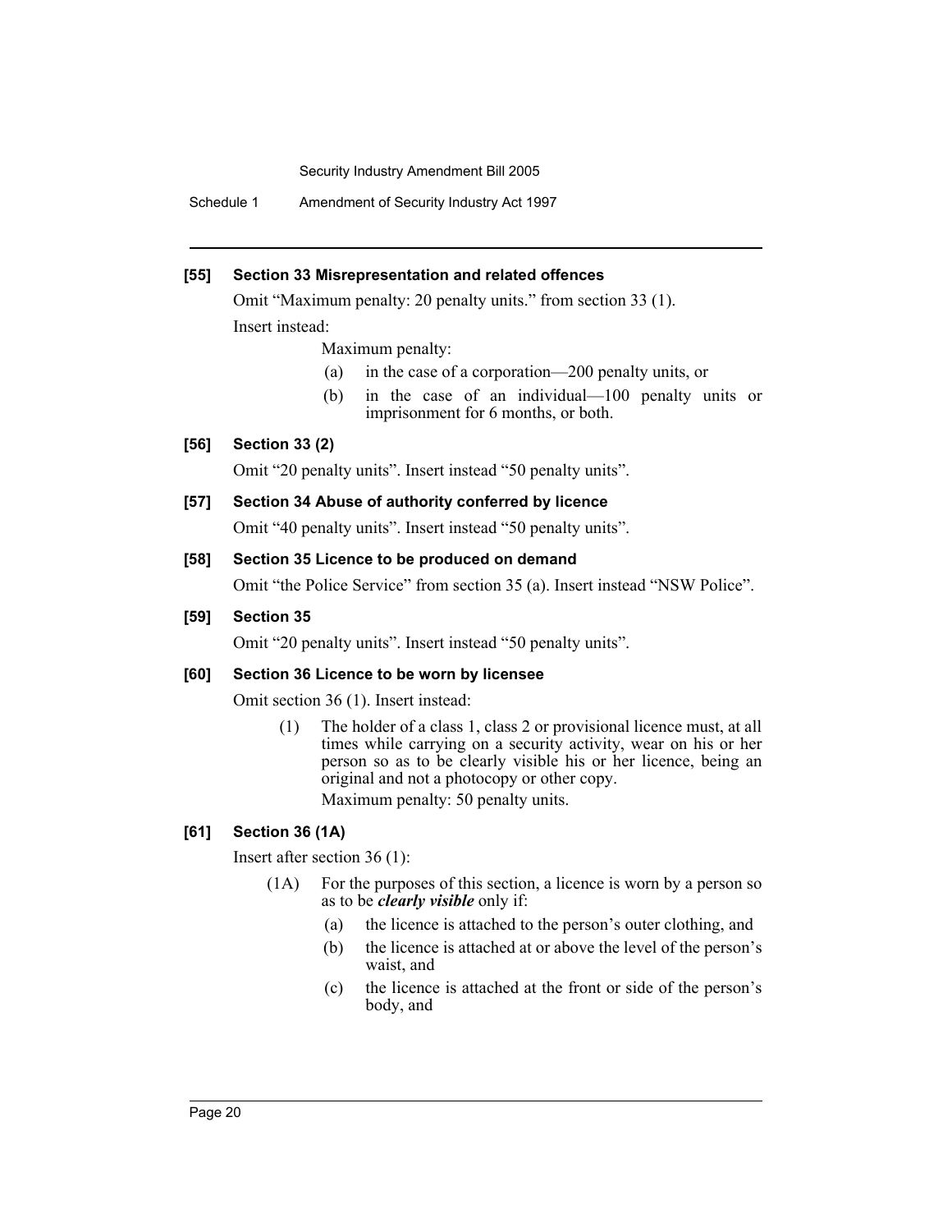**[55] Section 33 Misrepresentation and related offences**

Omit "Maximum penalty: 20 penalty units." from section 33 (1).

Insert instead:

Maximum penalty:

(a) in the case of a corporation—200 penalty units, or

(b) in the case of an individual—100 penalty units or imprisonment for 6 months, or both.

**[56] Section 33 (2)**

Omit "20 penalty units". Insert instead "50 penalty units".

**[57] Section 34 Abuse of authority conferred by licence**

Omit "40 penalty units". Insert instead "50 penalty units".

**[58] Section 35 Licence to be produced on demand**

Omit "the Police Service" from section 35 (a). Insert instead "NSW Police".

**[59] Section 35**

Omit "20 penalty units". Insert instead "50 penalty units".

**[60] Section 36 Licence to be worn by licensee**

Omit section 36 (1). Insert instead:

(1) The holder of a class 1, class 2 or provisional licence must, at all times while carrying on a security activity, wear on his or her person so as to be clearly visible his or her licence, being an original and not a photocopy or other copy.

Maximum penalty: 50 penalty units.

**[61] Section 36 (1A)**

Insert after section 36 (1):

(1A) For the purposes of this section, a licence is worn by a person so as to be ***clearly visible*** only if:

(a) the licence is attached to the person's outer clothing, and

(b) the licence is attached at or above the level of the person's waist, and

(c) the licence is attached at the front or side of the person's body, and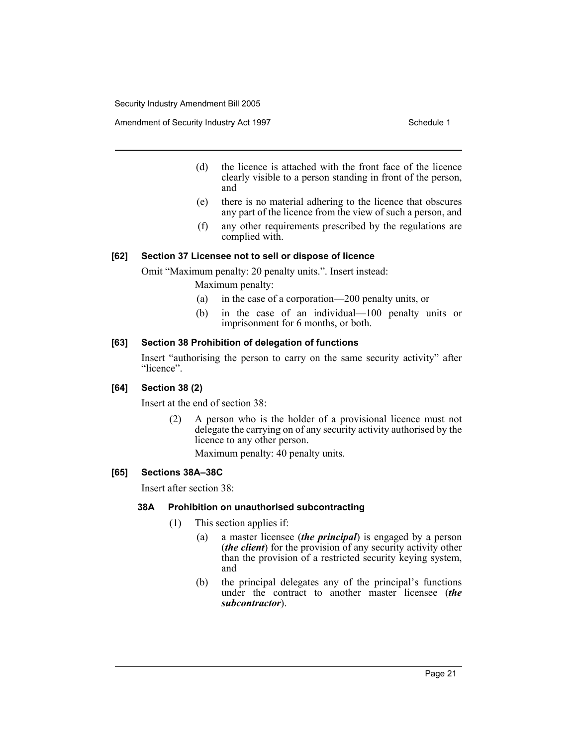(d) the licence is attached with the front face of the licence clearly visible to a person standing in front of the person, and

(e) there is no material adhering to the licence that obscures any part of the licence from the view of such a person, and

(f) any other requirements prescribed by the regulations are complied with.

### [62] Section 37 Licensee not to sell or dispose of licence

Omit "Maximum penalty: 20 penalty units.". Insert instead:

Maximum penalty:

(a) in the case of a corporation—200 penalty units, or

(b) in the case of an individual—100 penalty units or imprisonment for 6 months, or both.

### [63] Section 38 Prohibition of delegation of functions

Insert "authorising the person to carry on the same security activity" after "licence".

### [64] Section 38 (2)

Insert at the end of section 38:

(2) A person who is the holder of a provisional licence must not delegate the carrying on of any security activity authorised by the licence to any other person.

Maximum penalty: 40 penalty units.

### [65] Sections 38A–38C

Insert after section 38:

#### 38A Prohibition on unauthorised subcontracting

(1) This section applies if:

(a) a master licensee (***the principal***) is engaged by a person (***the client***) for the provision of any security activity other than the provision of a restricted security keying system, and

(b) the principal delegates any of the principal's functions under the contract to another master licensee (***the subcontractor***).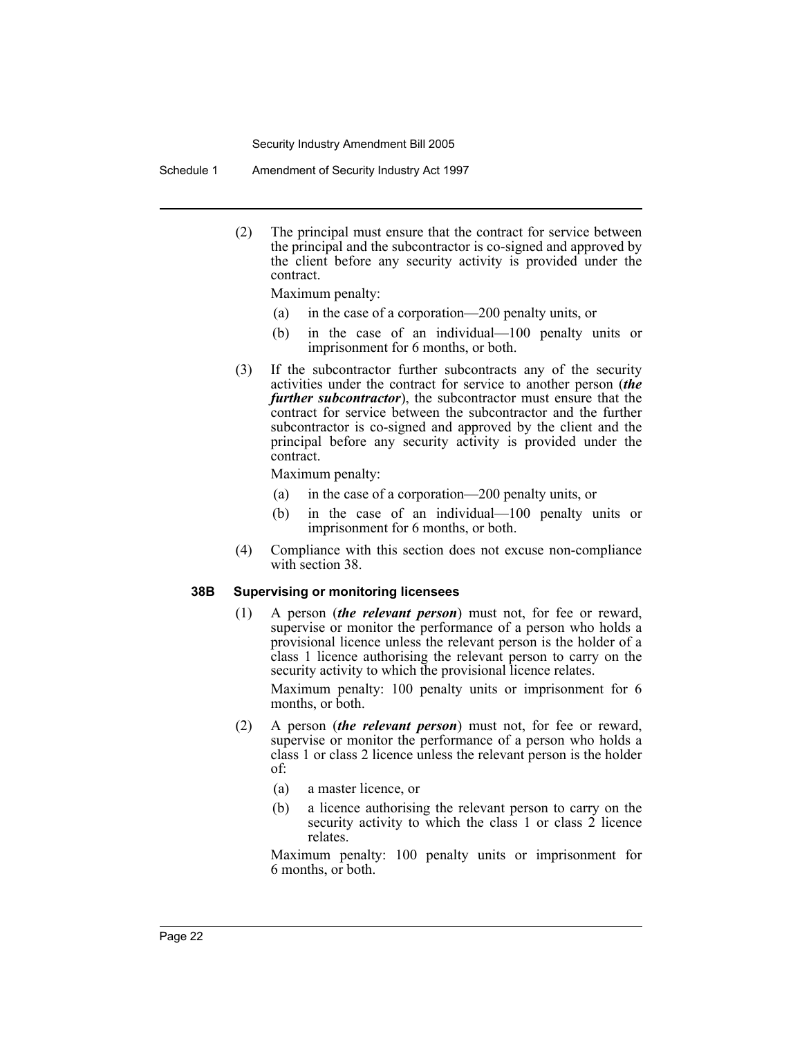(2) The principal must ensure that the contract for service between the principal and the subcontractor is co-signed and approved by the client before any security activity is provided under the contract.

Maximum penalty:

(a) in the case of a corporation—200 penalty units, or

(b) in the case of an individual—100 penalty units or imprisonment for 6 months, or both.

(3) If the subcontractor further subcontracts any of the security activities under the contract for service to another person (***the further subcontractor***), the subcontractor must ensure that the contract for service between the subcontractor and the further subcontractor is co-signed and approved by the client and the principal before any security activity is provided under the contract.

Maximum penalty:

(a) in the case of a corporation—200 penalty units, or

(b) in the case of an individual—100 penalty units or imprisonment for 6 months, or both.

(4) Compliance with this section does not excuse non-compliance with section 38.

### 38B Supervising or monitoring licensees

(1) A person (***the relevant person***) must not, for fee or reward, supervise or monitor the performance of a person who holds a provisional licence unless the relevant person is the holder of a class 1 licence authorising the relevant person to carry on the security activity to which the provisional licence relates.

Maximum penalty: 100 penalty units or imprisonment for 6 months, or both.

(2) A person (***the relevant person***) must not, for fee or reward, supervise or monitor the performance of a person who holds a class 1 or class 2 licence unless the relevant person is the holder of:

(a) a master licence, or

(b) a licence authorising the relevant person to carry on the security activity to which the class 1 or class 2 licence relates.

Maximum penalty: 100 penalty units or imprisonment for 6 months, or both.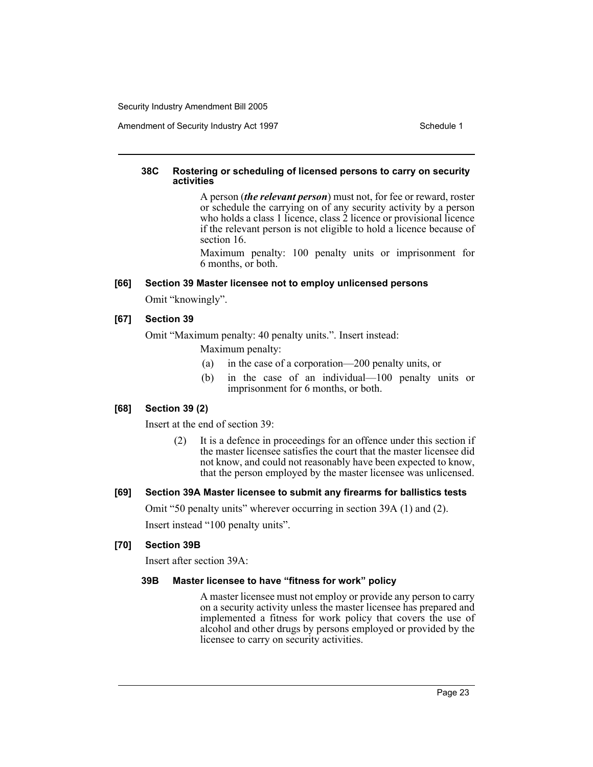#### 38C Rostering or scheduling of licensed persons to carry on security activities

A person (***the relevant person***) must not, for fee or reward, roster or schedule the carrying on of any security activity by a person who holds a class 1 licence, class 2 licence or provisional licence if the relevant person is not eligible to hold a licence because of section 16.

Maximum penalty: 100 penalty units or imprisonment for 6 months, or both.

### [66] Section 39 Master licensee not to employ unlicensed persons

Omit "knowingly".

### [67] Section 39

Omit "Maximum penalty: 40 penalty units.". Insert instead:

Maximum penalty:

(a) in the case of a corporation—200 penalty units, or

(b) in the case of an individual—100 penalty units or imprisonment for 6 months, or both.

### [68] Section 39 (2)

Insert at the end of section 39:

(2) It is a defence in proceedings for an offence under this section if the master licensee satisfies the court that the master licensee did not know, and could not reasonably have been expected to know, that the person employed by the master licensee was unlicensed.

### [69] Section 39A Master licensee to submit any firearms for ballistics tests

Omit "50 penalty units" wherever occurring in section 39A (1) and (2).

Insert instead "100 penalty units".

### [70] Section 39B

Insert after section 39A:

#### 39B Master licensee to have "fitness for work" policy

A master licensee must not employ or provide any person to carry on a security activity unless the master licensee has prepared and implemented a fitness for work policy that covers the use of alcohol and other drugs by persons employed or provided by the licensee to carry on security activities.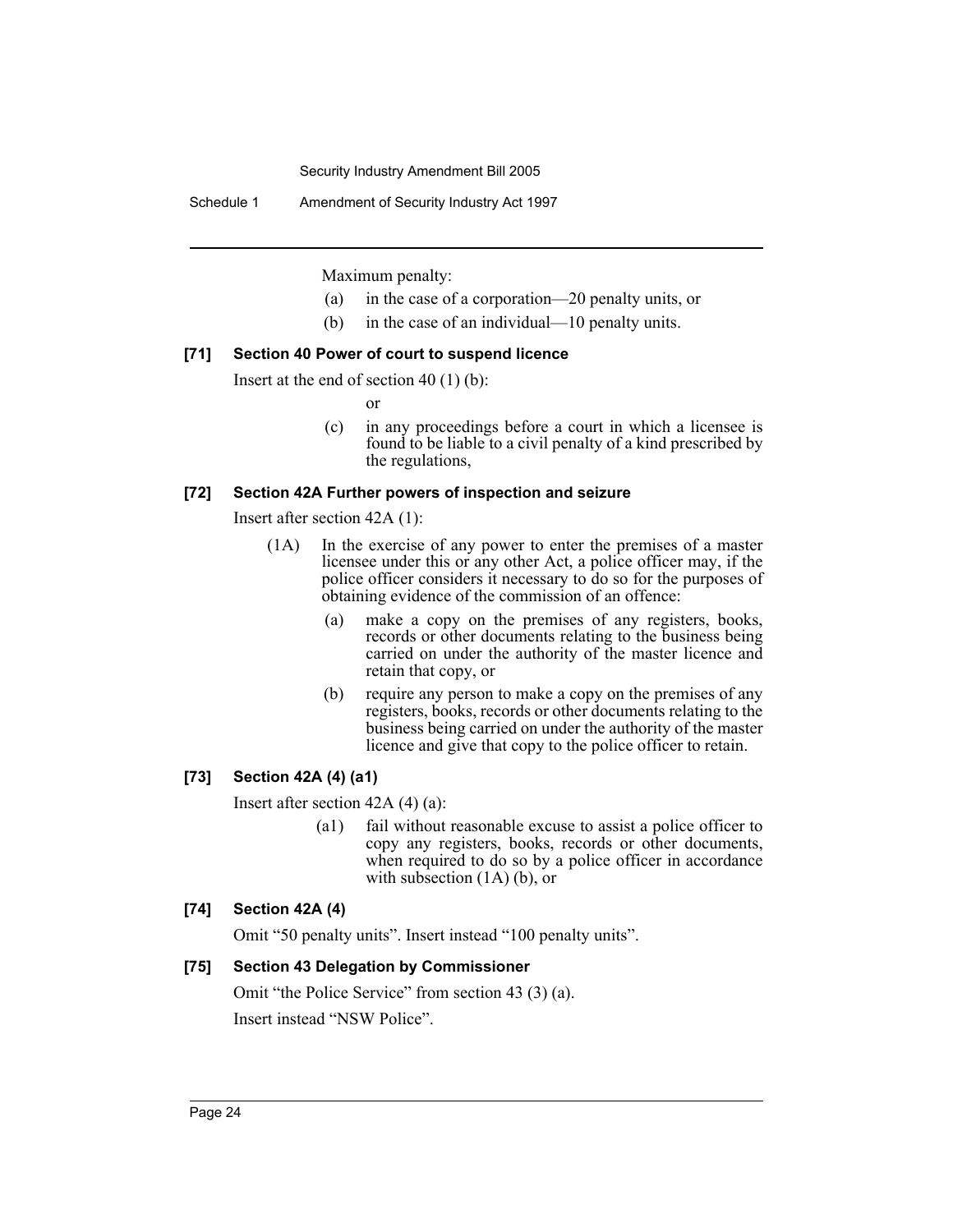Maximum penalty:

(a) in the case of a corporation—20 penalty units, or

(b) in the case of an individual—10 penalty units.

### [71] Section 40 Power of court to suspend licence

Insert at the end of section 40 (1) (b):

or

(c) in any proceedings before a court in which a licensee is found to be liable to a civil penalty of a kind prescribed by the regulations,

### [72] Section 42A Further powers of inspection and seizure

Insert after section 42A (1):

(1A) In the exercise of any power to enter the premises of a master licensee under this or any other Act, a police officer may, if the police officer considers it necessary to do so for the purposes of obtaining evidence of the commission of an offence:

(a) make a copy on the premises of any registers, books, records or other documents relating to the business being carried on under the authority of the master licence and retain that copy, or

(b) require any person to make a copy on the premises of any registers, books, records or other documents relating to the business being carried on under the authority of the master licence and give that copy to the police officer to retain.

### [73] Section 42A (4) (a1)

Insert after section 42A (4) (a):

(a1) fail without reasonable excuse to assist a police officer to copy any registers, books, records or other documents, when required to do so by a police officer in accordance with subsection (1A) (b), or

### [74] Section 42A (4)

Omit "50 penalty units". Insert instead "100 penalty units".

### [75] Section 43 Delegation by Commissioner

Omit "the Police Service" from section 43 (3) (a).

Insert instead "NSW Police".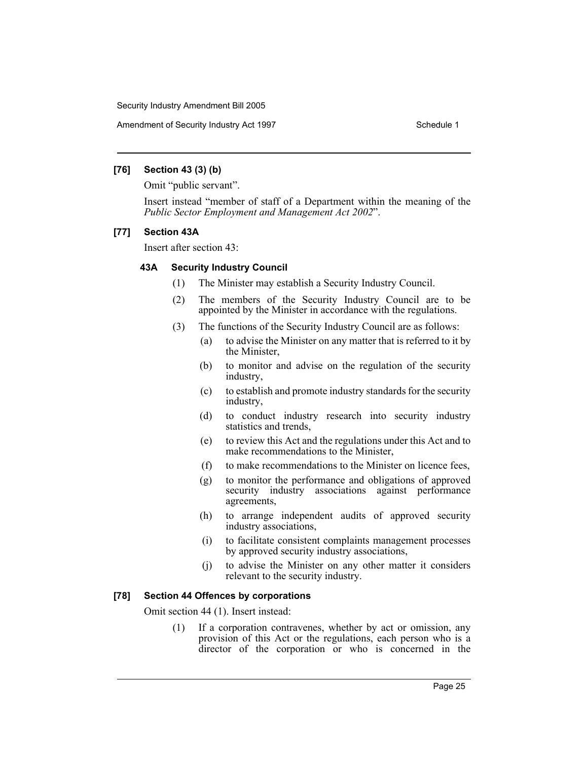### [76] Section 43 (3) (b)

Omit "public servant".

Insert instead "member of staff of a Department within the meaning of the *Public Sector Employment and Management Act 2002*".

### [77] Section 43A

Insert after section 43:

#### 43A Security Industry Council

(1) The Minister may establish a Security Industry Council.

(2) The members of the Security Industry Council are to be appointed by the Minister in accordance with the regulations.

(3) The functions of the Security Industry Council are as follows:

- (a) to advise the Minister on any matter that is referred to it by the Minister,
- (b) to monitor and advise on the regulation of the security industry,
- (c) to establish and promote industry standards for the security industry,
- (d) to conduct industry research into security industry statistics and trends,
- (e) to review this Act and the regulations under this Act and to make recommendations to the Minister,
- (f) to make recommendations to the Minister on licence fees,
- (g) to monitor the performance and obligations of approved security industry associations against performance agreements,
- (h) to arrange independent audits of approved security industry associations,
- (i) to facilitate consistent complaints management processes by approved security industry associations,
- (j) to advise the Minister on any other matter it considers relevant to the security industry.

### [78] Section 44 Offences by corporations

Omit section 44 (1). Insert instead:

(1) If a corporation contravenes, whether by act or omission, any provision of this Act or the regulations, each person who is a director of the corporation or who is concerned in the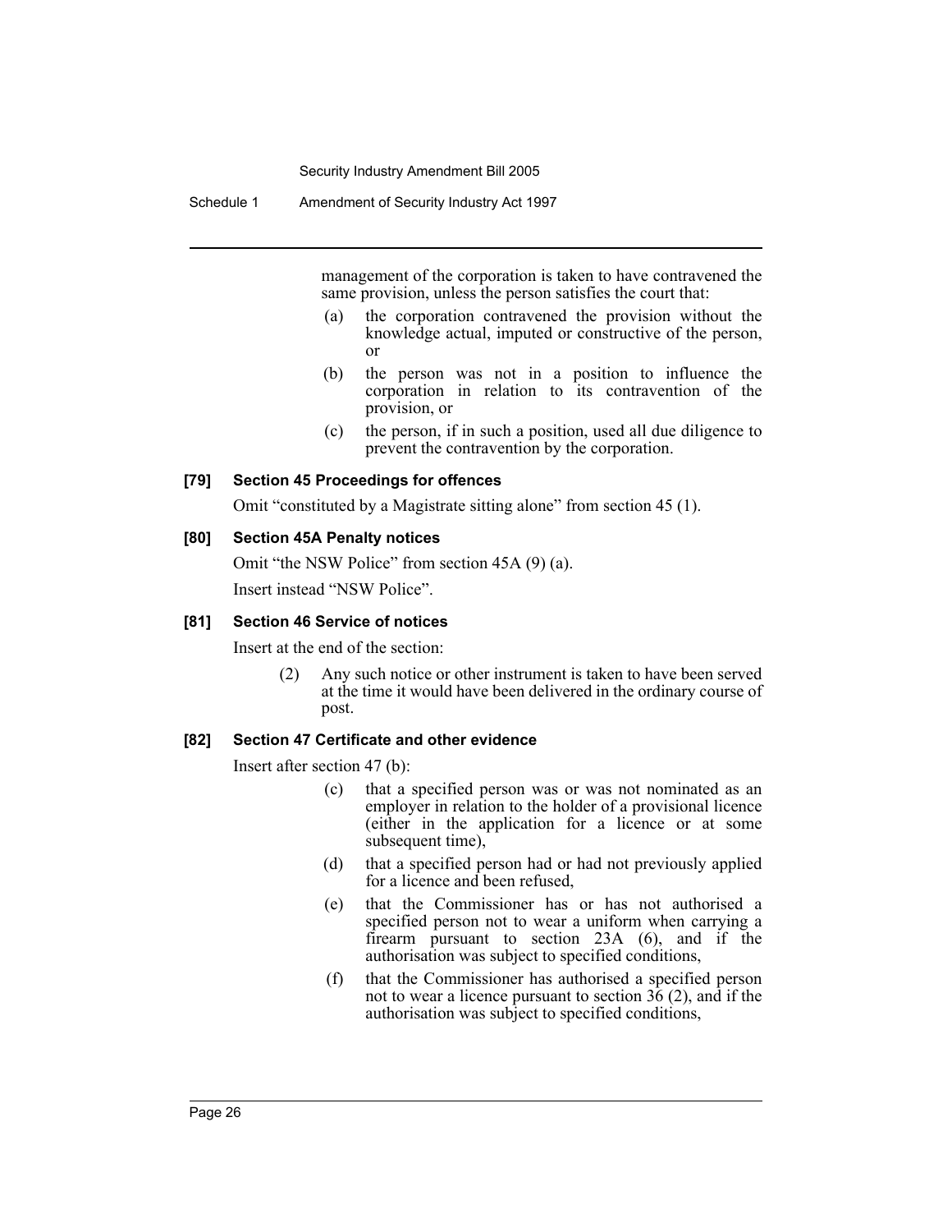management of the corporation is taken to have contravened the same provision, unless the person satisfies the court that:

(a) the corporation contravened the provision without the knowledge actual, imputed or constructive of the person, or

(b) the person was not in a position to influence the corporation in relation to its contravention of the provision, or

(c) the person, if in such a position, used all due diligence to prevent the contravention by the corporation.

#### [79] Section 45 Proceedings for offences

Omit "constituted by a Magistrate sitting alone" from section 45 (1).

#### [80] Section 45A Penalty notices

Omit "the NSW Police" from section 45A (9) (a).

Insert instead "NSW Police".

#### [81] Section 46 Service of notices

Insert at the end of the section:

(2) Any such notice or other instrument is taken to have been served at the time it would have been delivered in the ordinary course of post.

#### [82] Section 47 Certificate and other evidence

Insert after section 47 (b):

(c) that a specified person was or was not nominated as an employer in relation to the holder of a provisional licence (either in the application for a licence or at some subsequent time),

(d) that a specified person had or had not previously applied for a licence and been refused,

(e) that the Commissioner has or has not authorised a specified person not to wear a uniform when carrying a firearm pursuant to section 23A (6), and if the authorisation was subject to specified conditions,

(f) that the Commissioner has authorised a specified person not to wear a licence pursuant to section 36 (2), and if the authorisation was subject to specified conditions,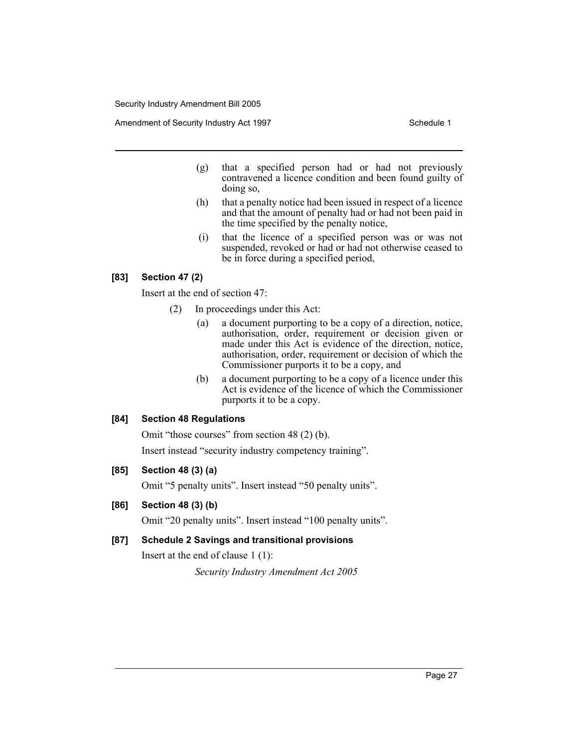(g) that a specified person had or had not previously contravened a licence condition and been found guilty of doing so,

(h) that a penalty notice had been issued in respect of a licence and that the amount of penalty had or had not been paid in the time specified by the penalty notice,

(i) that the licence of a specified person was or was not suspended, revoked or had or had not otherwise ceased to be in force during a specified period,

### [83] Section 47 (2)

Insert at the end of section 47:

(2) In proceedings under this Act:

(a) a document purporting to be a copy of a direction, notice, authorisation, order, requirement or decision given or made under this Act is evidence of the direction, notice, authorisation, order, requirement or decision of which the Commissioner purports it to be a copy, and

(b) a document purporting to be a copy of a licence under this Act is evidence of the licence of which the Commissioner purports it to be a copy.

### [84] Section 48 Regulations

Omit "those courses" from section 48 (2) (b).

Insert instead "security industry competency training".

### [85] Section 48 (3) (a)

Omit "5 penalty units". Insert instead "50 penalty units".

### [86] Section 48 (3) (b)

Omit "20 penalty units". Insert instead "100 penalty units".

### [87] Schedule 2 Savings and transitional provisions

Insert at the end of clause 1 (1):

*Security Industry Amendment Act 2005*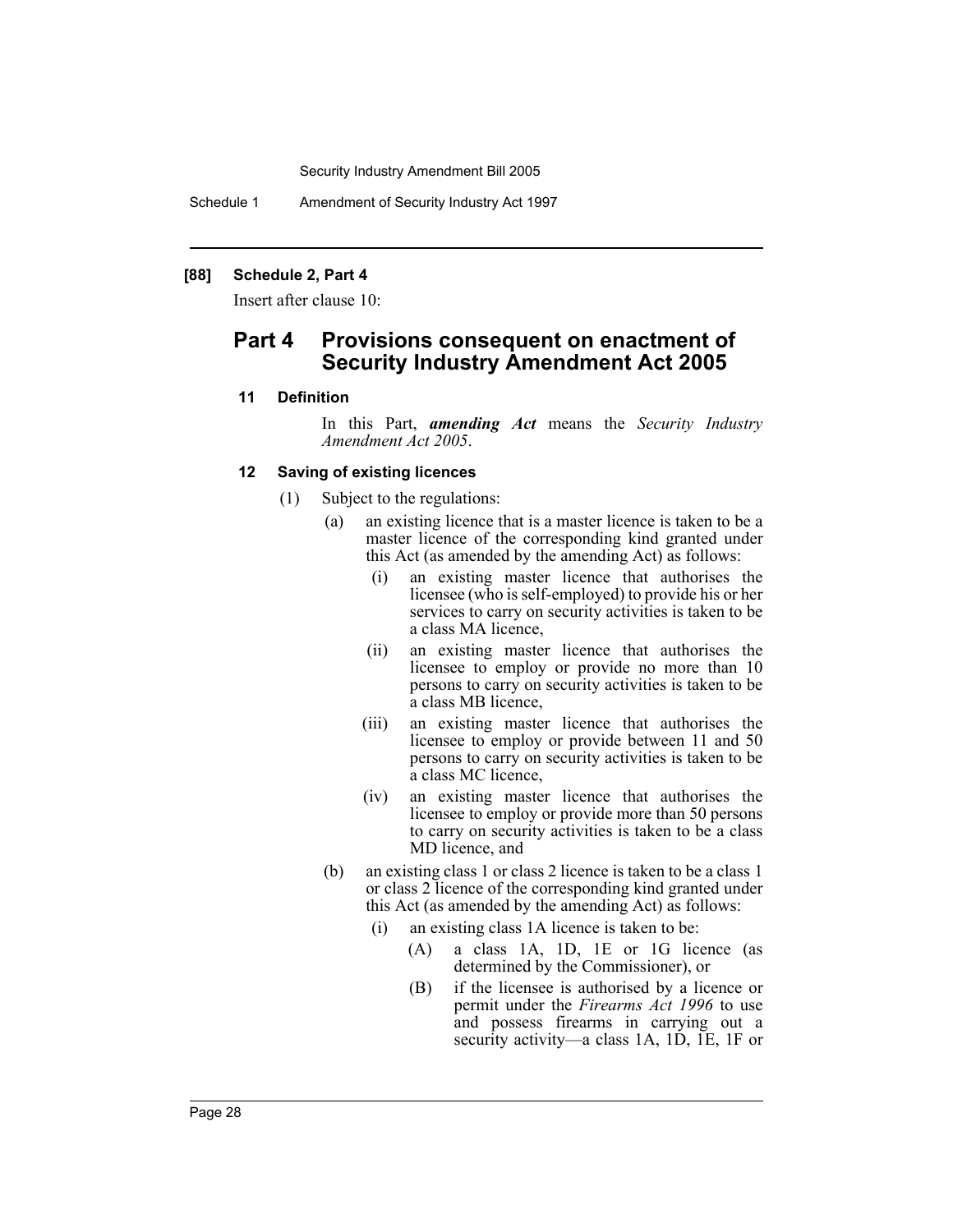**[88] Schedule 2, Part 4**

Insert after clause 10:

## Part 4 Provisions consequent on enactment of Security Industry Amendment Act 2005

### 11 Definition

In this Part, ***amending Act*** means the *Security Industry Amendment Act 2005*.

### 12 Saving of existing licences

(1) Subject to the regulations:

(a) an existing licence that is a master licence is taken to be a master licence of the corresponding kind granted under this Act (as amended by the amending Act) as follows:

(i) an existing master licence that authorises the licensee (who is self-employed) to provide his or her services to carry on security activities is taken to be a class MA licence,

(ii) an existing master licence that authorises the licensee to employ or provide no more than 10 persons to carry on security activities is taken to be a class MB licence,

(iii) an existing master licence that authorises the licensee to employ or provide between 11 and 50 persons to carry on security activities is taken to be a class MC licence,

(iv) an existing master licence that authorises the licensee to employ or provide more than 50 persons to carry on security activities is taken to be a class MD licence, and

(b) an existing class 1 or class 2 licence is taken to be a class 1 or class 2 licence of the corresponding kind granted under this Act (as amended by the amending Act) as follows:

(i) an existing class 1A licence is taken to be:

(A) a class 1A, 1D, 1E or 1G licence (as determined by the Commissioner), or

(B) if the licensee is authorised by a licence or permit under the *Firearms Act 1996* to use and possess firearms in carrying out a security activity—a class 1A, 1D, 1E, 1F or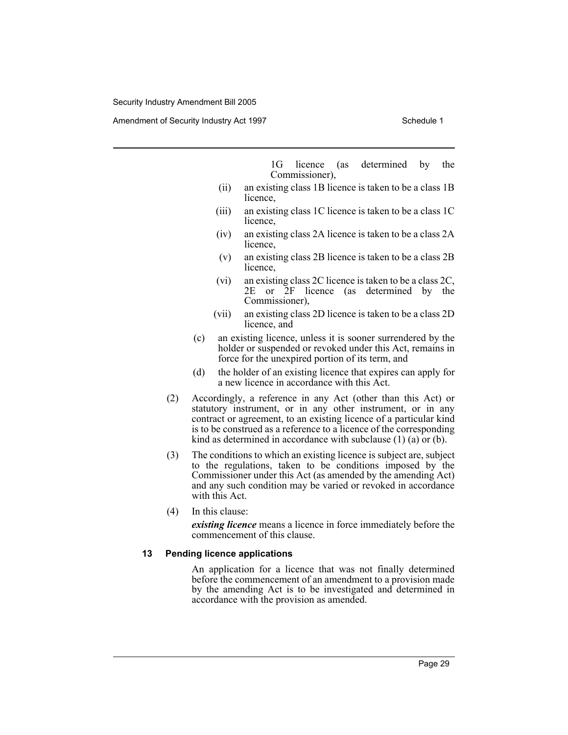1G licence (as determined by the Commissioner),

(ii) an existing class 1B licence is taken to be a class 1B licence,

(iii) an existing class 1C licence is taken to be a class 1C licence,

(iv) an existing class 2A licence is taken to be a class 2A licence,

(v) an existing class 2B licence is taken to be a class 2B licence,

(vi) an existing class 2C licence is taken to be a class 2C, 2E or 2F licence (as determined by the Commissioner),

(vii) an existing class 2D licence is taken to be a class 2D licence, and

(c) an existing licence, unless it is sooner surrendered by the holder or suspended or revoked under this Act, remains in force for the unexpired portion of its term, and

(d) the holder of an existing licence that expires can apply for a new licence in accordance with this Act.

(2) Accordingly, a reference in any Act (other than this Act) or statutory instrument, or in any other instrument, or in any contract or agreement, to an existing licence of a particular kind is to be construed as a reference to a licence of the corresponding kind as determined in accordance with subclause (1) (a) or (b).

(3) The conditions to which an existing licence is subject are, subject to the regulations, taken to be conditions imposed by the Commissioner under this Act (as amended by the amending Act) and any such condition may be varied or revoked in accordance with this Act.

(4) In this clause:

***existing licence*** means a licence in force immediately before the commencement of this clause.

#### 13 Pending licence applications

An application for a licence that was not finally determined before the commencement of an amendment to a provision made by the amending Act is to be investigated and determined in accordance with the provision as amended.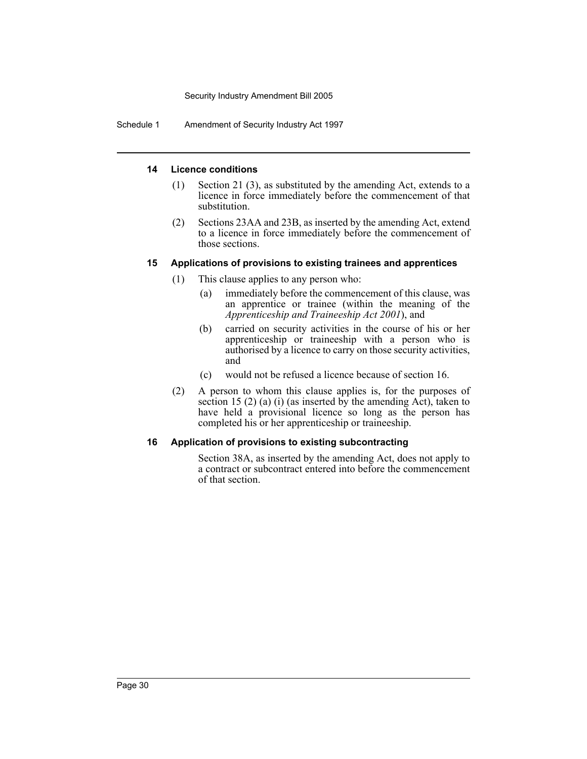### 14 Licence conditions

(1) Section 21 (3), as substituted by the amending Act, extends to a licence in force immediately before the commencement of that substitution.

(2) Sections 23AA and 23B, as inserted by the amending Act, extend to a licence in force immediately before the commencement of those sections.

### 15 Applications of provisions to existing trainees and apprentices

(1) This clause applies to any person who:

- (a) immediately before the commencement of this clause, was an apprentice or trainee (within the meaning of the *Apprenticeship and Traineeship Act 2001*), and
- (b) carried on security activities in the course of his or her apprenticeship or traineeship with a person who is authorised by a licence to carry on those security activities, and
- (c) would not be refused a licence because of section 16.

(2) A person to whom this clause applies is, for the purposes of section 15 (2) (a) (i) (as inserted by the amending Act), taken to have held a provisional licence so long as the person has completed his or her apprenticeship or traineeship.

### 16 Application of provisions to existing subcontracting

Section 38A, as inserted by the amending Act, does not apply to a contract or subcontract entered into before the commencement of that section.